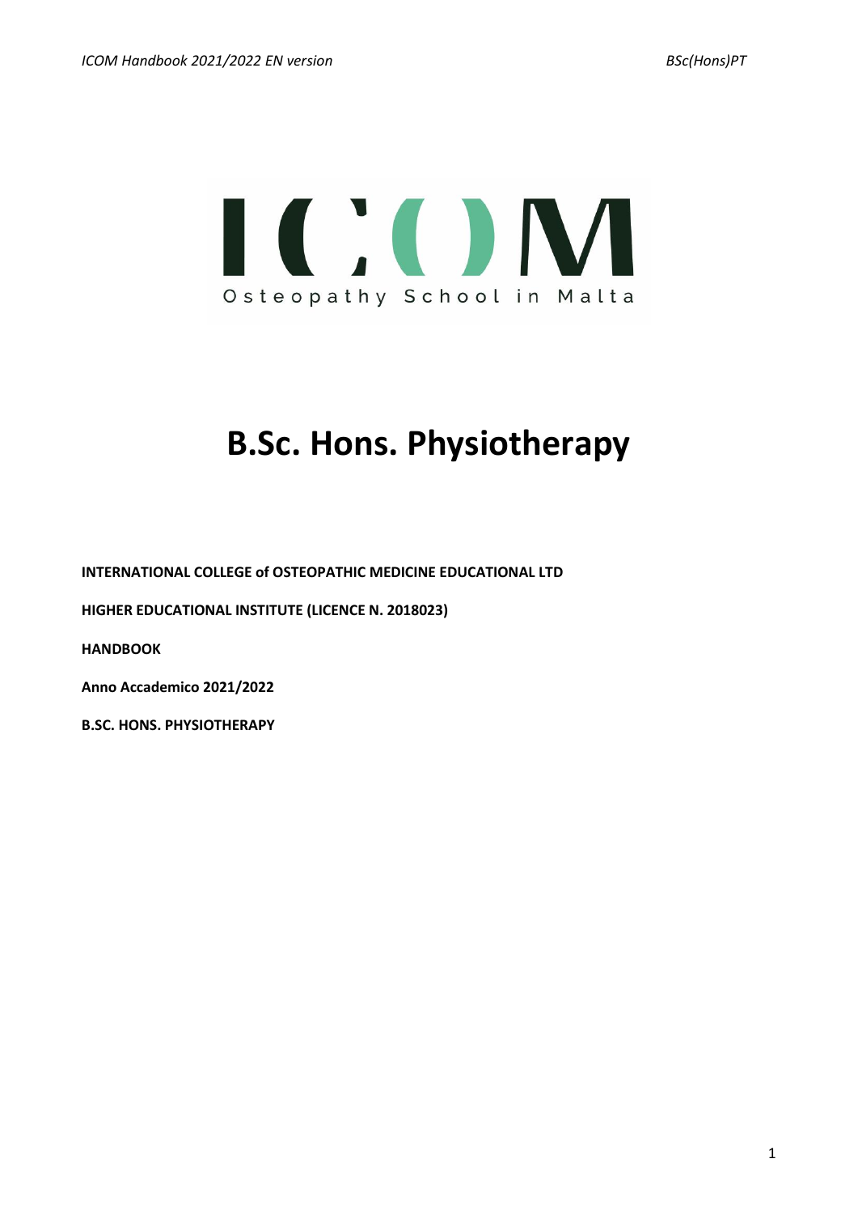ICOM

Osteopathy School in Malta

# B.Sc. Hons. Physiotherapy

**INTERNATIONAL COLLEGE of OSTEOPATHIC MEDICINE EDUCATIONAL LTD**

**HIGHER EDUCATIONAL INSTITUTE (LICENCE N. 2018023)**

**HANDBOOK**

**Anno Accademico 2021/2022**

**B.SC. HONS. PHYSIOTHERAPY**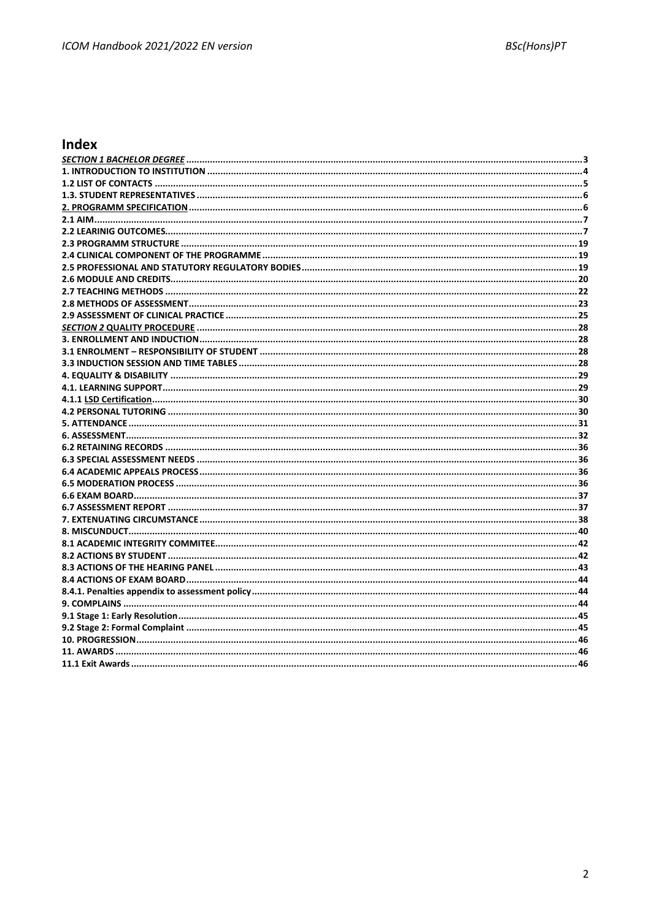# Index

*SECTION 1 BACHELOR DEGREE* ..... 3
1. INTRODUCTION TO INSTITUTION ..... 4
1.2 LIST OF CONTACTS ..... 5
1.3. STUDENT REPRESENTATIVES ..... 6
2. PROGRAMM SPECIFICATION ..... 6
2.1 AIM ..... 7
2.2 LEARINIG OUTCOMES ..... 7
2.3 PROGRAMM STRUCTURE ..... 19
2.4 CLINICAL COMPONENT OF THE PROGRAMME ..... 19
2.5 PROFESSIONAL AND STATUTORY REGULATORY BODIES ..... 19
2.6 MODULE AND CREDITS ..... 20
2.7 TEACHING METHODS ..... 22
2.8 METHODS OF ASSESSMENT ..... 23
2.9 ASSESSMENT OF CLINICAL PRACTICE ..... 25
*SECTION 2* QUALITY PROCEDURE ..... 28
3. ENROLLMENT AND INDUCTION ..... 28
3.1 ENROLMENT – RESPONSIBILITY OF STUDENT ..... 28
3.3 INDUCTION SESSION AND TIME TABLES ..... 28
4. EQUALITY & DISABILITY ..... 29
4.1. LEARNING SUPPORT ..... 29
4.1.1 LSD Certification ..... 30
4.2 PERSONAL TUTORING ..... 30
5. ATTENDANCE ..... 31
6. ASSESSMENT ..... 32
6.2 RETAINING RECORDS ..... 36
6.3 SPECIAL ASSESSMENT NEEDS ..... 36
6.4 ACADEMIC APPEALS PROCESS ..... 36
6.5 MODERATION PROCESS ..... 36
6.6 EXAM BOARD ..... 37
6.7 ASSESSMENT REPORT ..... 37
7. EXTENUATING CIRCUMSTANCE ..... 38
8. MISCUNDUCT ..... 40
8.1 ACADEMIC INTEGRITY COMMITEE ..... 42
8.2 ACTIONS BY STUDENT ..... 42
8.3 ACTIONS OF THE HEARING PANEL ..... 43
8.4 ACTIONS OF EXAM BOARD ..... 44
8.4.1. Penalties appendix to assessment policy ..... 44
9. COMPLAINS ..... 44
9.1 Stage 1: Early Resolution ..... 45
9.2 Stage 2: Formal Complaint ..... 45
10. PROGRESSION ..... 46
11. AWARDS ..... 46
11.1 Exit Awards ..... 46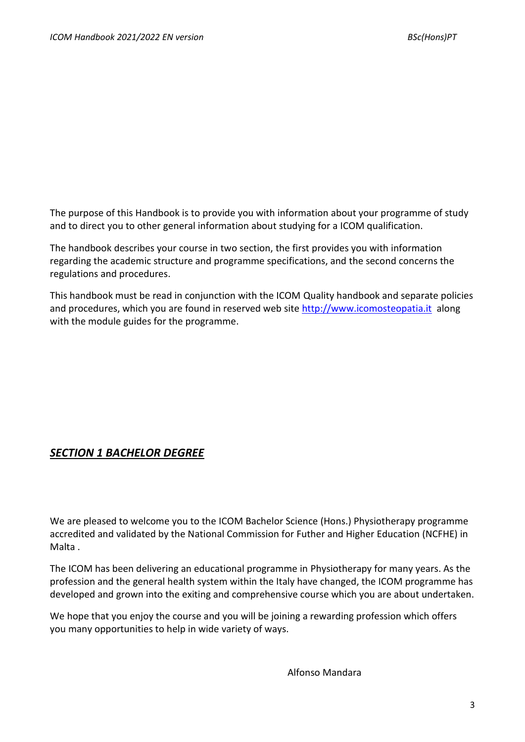The purpose of this Handbook is to provide you with information about your programme of study and to direct you to other general information about studying for a ICOM qualification.

The handbook describes your course in two section, the first provides you with information regarding the academic structure and programme specifications, and the second concerns the regulations and procedures.

This handbook must be read in conjunction with the ICOM Quality handbook and separate policies and procedures, which you are found in reserved web site http://www.icomosteopatia.it along with the module guides for the programme.

## ***SECTION 1 BACHELOR DEGREE***

We are pleased to welcome you to the ICOM Bachelor Science (Hons.) Physiotherapy programme accredited and validated by the National Commission for Futher and Higher Education (NCFHE) in Malta .

The ICOM has been delivering an educational programme in Physiotherapy for many years. As the profession and the general health system within the Italy have changed, the ICOM programme has developed and grown into the exiting and comprehensive course which you are about undertaken.

We hope that you enjoy the course and you will be joining a rewarding profession which offers you many opportunities to help in wide variety of ways.

Alfonso Mandara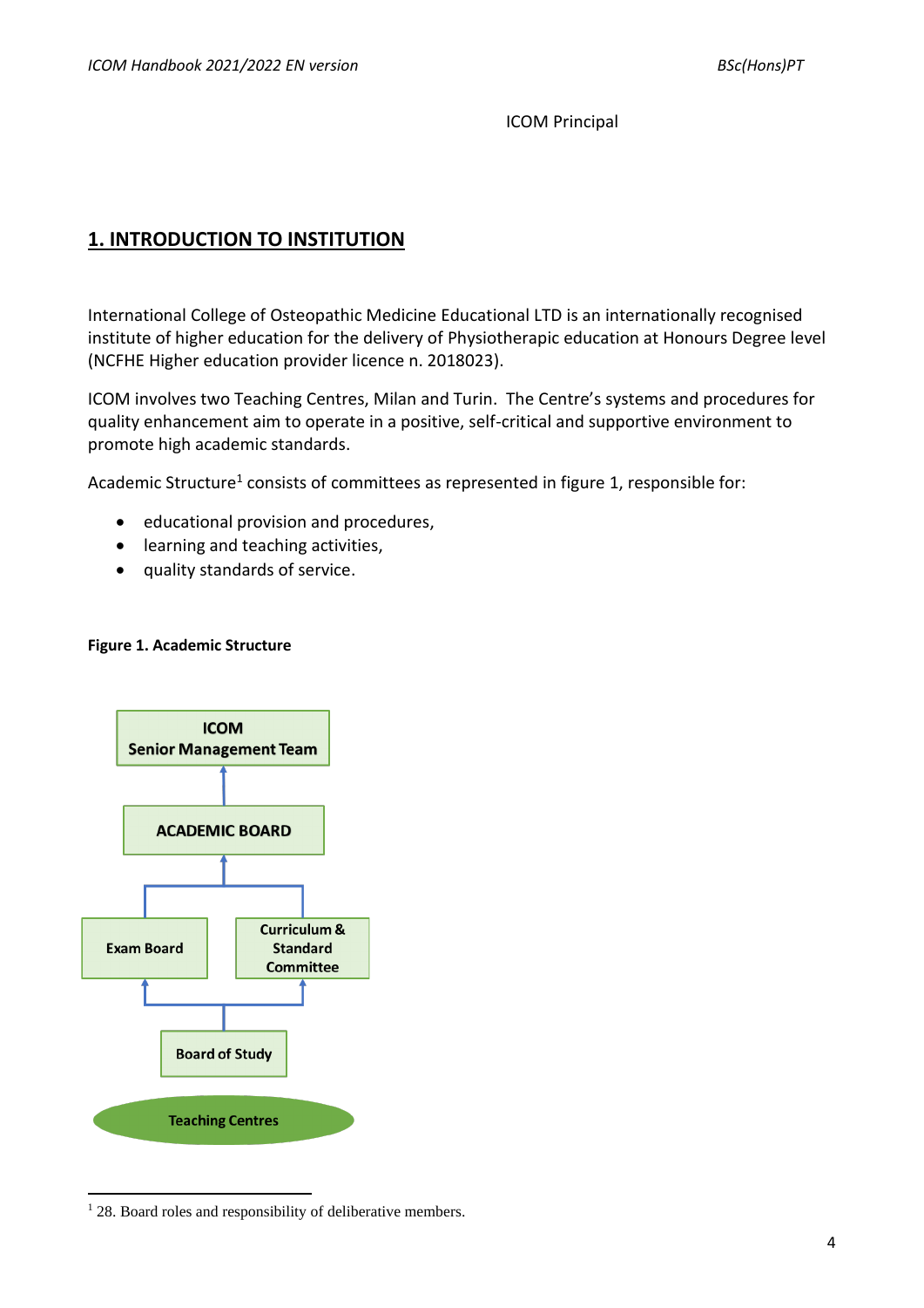ICOM Principal

## 1. INTRODUCTION TO INSTITUTION

International College of Osteopathic Medicine Educational LTD is an internationally recognised institute of higher education for the delivery of Physiotherapic education at Honours Degree level (NCFHE Higher education provider licence n. 2018023).

ICOM involves two Teaching Centres, Milan and Turin. The Centre's systems and procedures for quality enhancement aim to operate in a positive, self-critical and supportive environment to promote high academic standards.

Academic Structure[1] consists of committees as represented in figure 1, responsible for:

- educational provision and procedures,
- learning and teaching activities,
- quality standards of service.

**Figure 1. Academic Structure**

ICOM Senior Management Team

ACADEMIC BOARD

Exam Board

Curriculum & Standard Committee

Board of Study

Teaching Centres

[1] 28. Board roles and responsibility of deliberative members.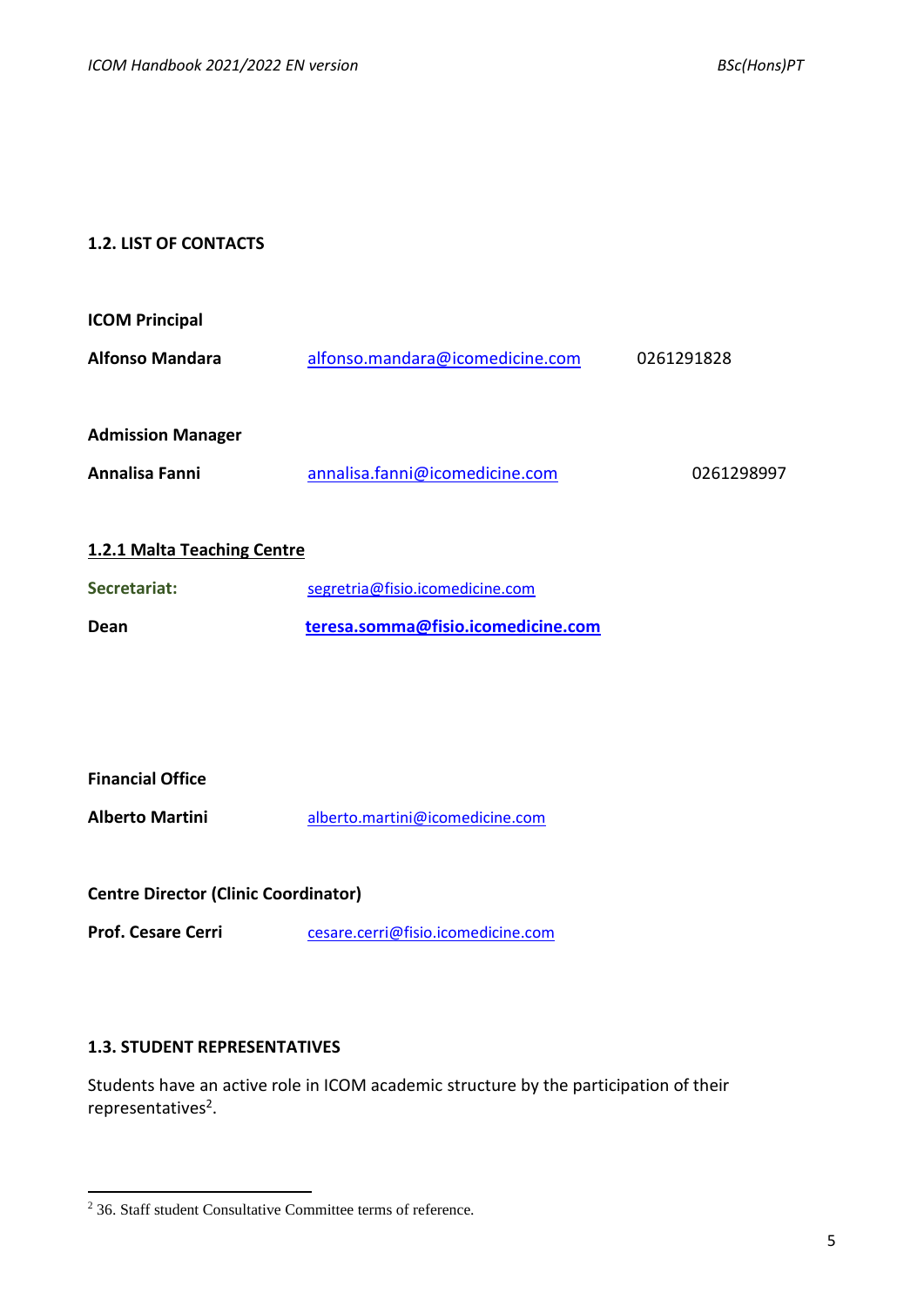## 1.2. LIST OF CONTACTS

**ICOM Principal**

**Alfonso Mandara** alfonso.mandara@icomedicine.com 0261291828

**Admission Manager**

**Annalisa Fanni** annalisa.fanni@icomedicine.com 0261298997

### 1.2.1 Malta Teaching Centre

**Secretariat:** segretria@fisio.icomedicine.com

**Dean** **teresa.somma@fisio.icomedicine.com**

**Financial Office**

**Alberto Martini** alberto.martini@icomedicine.com

**Centre Director (Clinic Coordinator)**

**Prof. Cesare Cerri** cesare.cerri@fisio.icomedicine.com

## 1.3. STUDENT REPRESENTATIVES

Students have an active role in ICOM academic structure by the participation of their representatives[2].

---

[2] 36. Staff student Consultative Committee terms of reference.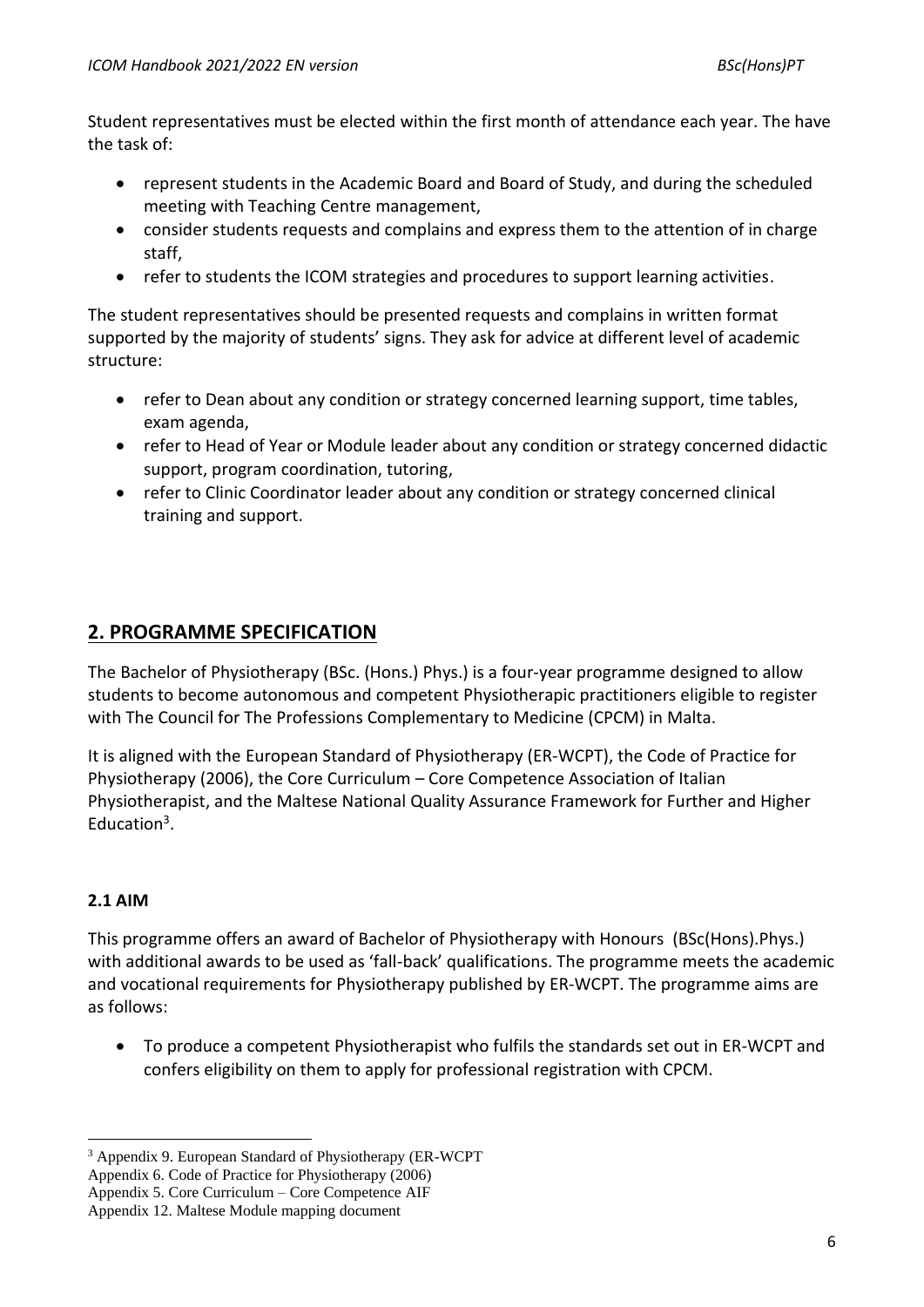Student representatives must be elected within the first month of attendance each year. The have the task of:

- represent students in the Academic Board and Board of Study, and during the scheduled meeting with Teaching Centre management,
- consider students requests and complains and express them to the attention of in charge staff,
- refer to students the ICOM strategies and procedures to support learning activities.

The student representatives should be presented requests and complains in written format supported by the majority of students' signs. They ask for advice at different level of academic structure:

- refer to Dean about any condition or strategy concerned learning support, time tables, exam agenda,
- refer to Head of Year or Module leader about any condition or strategy concerned didactic support, program coordination, tutoring,
- refer to Clinic Coordinator leader about any condition or strategy concerned clinical training and support.

## 2. PROGRAMME SPECIFICATION

The Bachelor of Physiotherapy (BSc. (Hons.) Phys.) is a four-year programme designed to allow students to become autonomous and competent Physiotherapic practitioners eligible to register with The Council for The Professions Complementary to Medicine (CPCM) in Malta.

It is aligned with the European Standard of Physiotherapy (ER-WCPT), the Code of Practice for Physiotherapy (2006), the Core Curriculum – Core Competence Association of Italian Physiotherapist, and the Maltese National Quality Assurance Framework for Further and Higher Education[3].

### 2.1 AIM

This programme offers an award of Bachelor of Physiotherapy with Honours (BSc(Hons).Phys.) with additional awards to be used as 'fall-back' qualifications. The programme meets the academic and vocational requirements for Physiotherapy published by ER-WCPT. The programme aims are as follows:

- To produce a competent Physiotherapist who fulfils the standards set out in ER-WCPT and confers eligibility on them to apply for professional registration with CPCM.

---

[3] Appendix 9. European Standard of Physiotherapy (ER-WCPT
Appendix 6. Code of Practice for Physiotherapy (2006)
Appendix 5. Core Curriculum – Core Competence AIF
Appendix 12. Maltese Module mapping document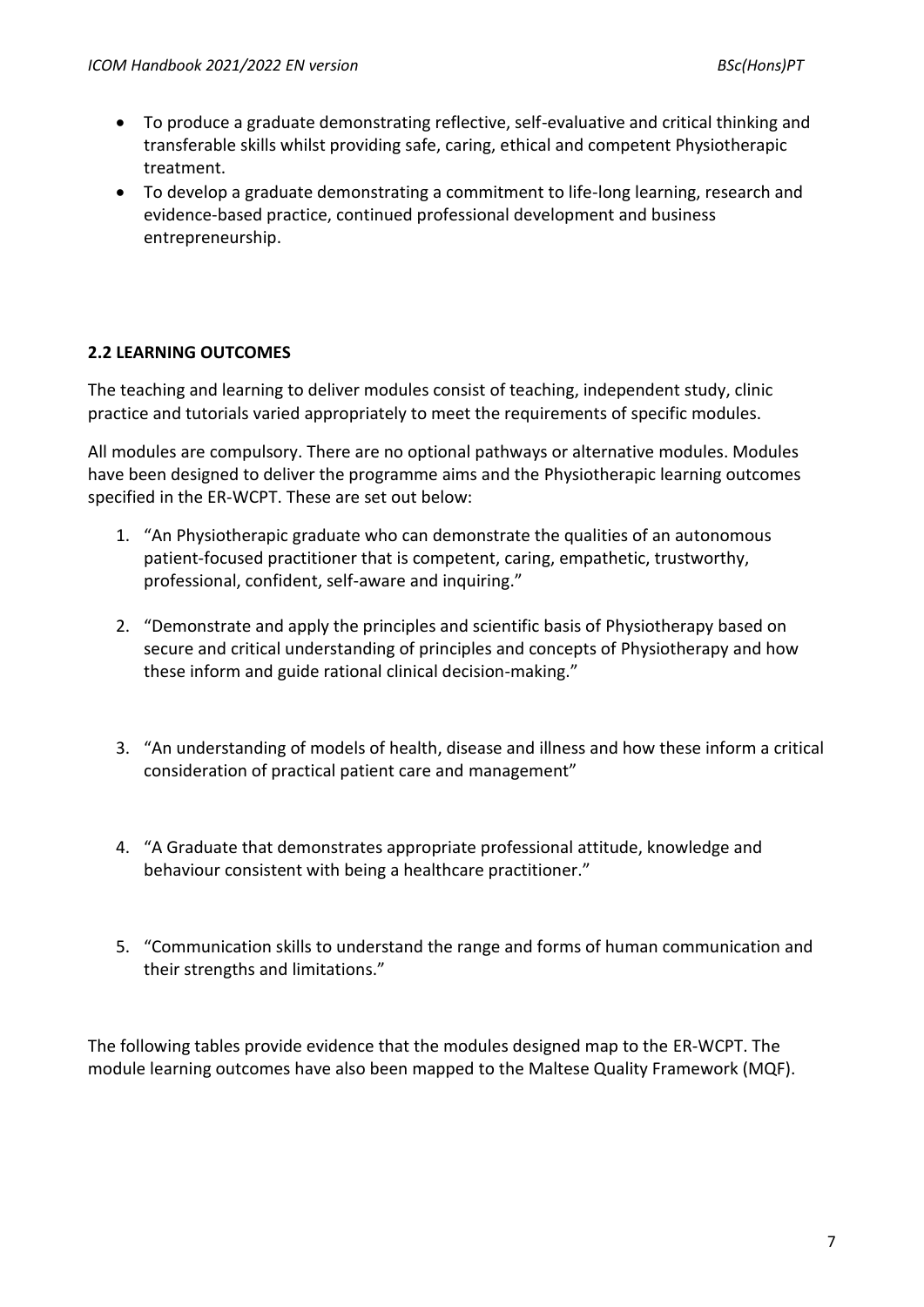- To produce a graduate demonstrating reflective, self-evaluative and critical thinking and transferable skills whilst providing safe, caring, ethical and competent Physiotherapic treatment.
- To develop a graduate demonstrating a commitment to life-long learning, research and evidence-based practice, continued professional development and business entrepreneurship.

### 2.2 LEARNING OUTCOMES

The teaching and learning to deliver modules consist of teaching, independent study, clinic practice and tutorials varied appropriately to meet the requirements of specific modules.

All modules are compulsory. There are no optional pathways or alternative modules. Modules have been designed to deliver the programme aims and the Physiotherapic learning outcomes specified in the ER-WCPT. These are set out below:

1. "An Physiotherapic graduate who can demonstrate the qualities of an autonomous patient-focused practitioner that is competent, caring, empathetic, trustworthy, professional, confident, self-aware and inquiring."
2. "Demonstrate and apply the principles and scientific basis of Physiotherapy based on secure and critical understanding of principles and concepts of Physiotherapy and how these inform and guide rational clinical decision-making."
3. "An understanding of models of health, disease and illness and how these inform a critical consideration of practical patient care and management"
4. "A Graduate that demonstrates appropriate professional attitude, knowledge and behaviour consistent with being a healthcare practitioner."
5. "Communication skills to understand the range and forms of human communication and their strengths and limitations."

The following tables provide evidence that the modules designed map to the ER-WCPT. The module learning outcomes have also been mapped to the Maltese Quality Framework (MQF).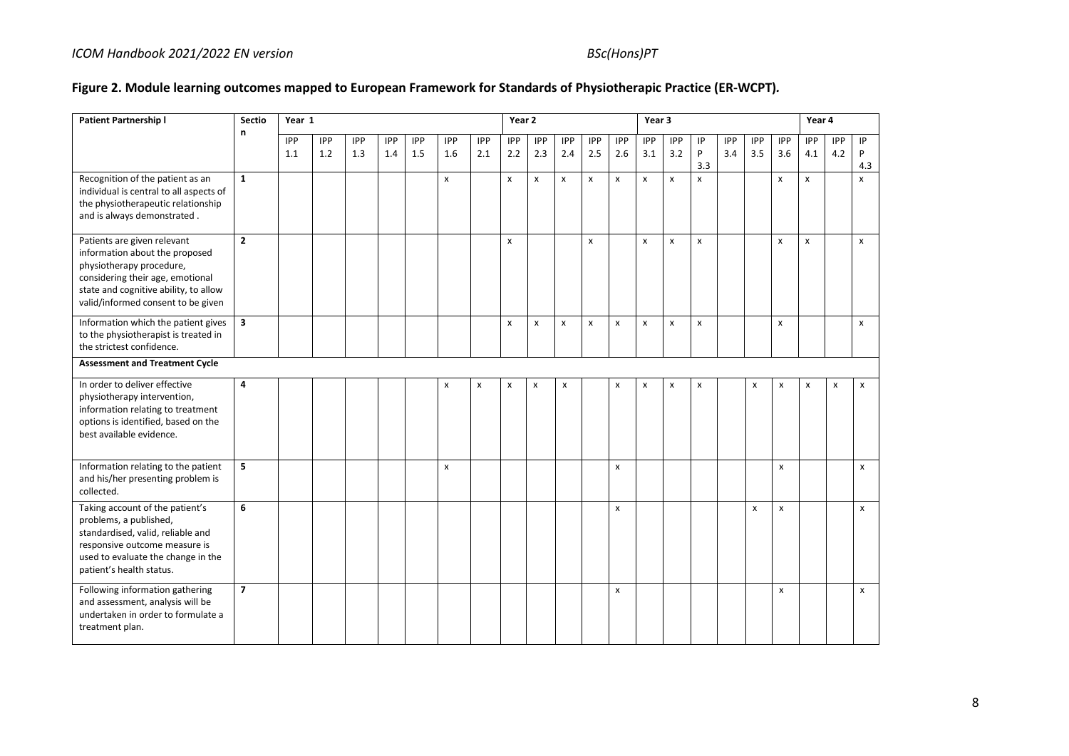## Figure 2. Module learning outcomes mapped to European Framework for Standards of Physiotherapic Practice (ER-WCPT).

| Patient Partnership l | Section | Year 1 | | | | | | | Year 2 | | | | | Year 3 | | | | | | Year 4 | | |
|---|---|---|---|---|---|---|---|---|---|---|---|---|---|---|---|---|---|---|---|---|---|---|
| | | IPP 1.1 | IPP 1.2 | IPP 1.3 | IPP 1.4 | IPP 1.5 | IPP 1.6 | IPP 2.1 | IPP 2.2 | IPP 2.3 | IPP 2.4 | IPP 2.5 | IPP 2.6 | IPP 3.1 | IPP 3.2 | IPP 3.3 | IPP 3.4 | IPP 3.5 | IPP 3.6 | IPP 4.1 | IPP 4.2 | IPP 4.3 |
| Recognition of the patient as an individual is central to all aspects of the physiotherapeutic relationship and is always demonstrated . | **1** | | | | | | x | | x | x | x | x | x | x | x | x | | | x | x | | x |
| Patients are given relevant information about the proposed physiotherapy procedure, considering their age, emotional state and cognitive ability, to allow valid/informed consent to be given | **2** | | | | | | | | x | | | x | | x | x | x | | | x | x | | x |
| Information which the patient gives to the physiotherapist is treated in the strictest confidence. | **3** | | | | | | | | x | x | x | x | x | x | x | x | | | x | | | x |
| **Assessment and Treatment Cycle** | | | | | | | | | | | | | | | | | | | | | | |
| In order to deliver effective physiotherapy intervention, information relating to treatment options is identified, based on the best available evidence. | **4** | | | | | | x | x | x | x | x | | x | x | x | x | | x | x | x | x | x |
| Information relating to the patient and his/her presenting problem is collected. | **5** | | | | | | x | | | | | | x | | | | | | x | | | x |
| Taking account of the patient's problems, a published, standardised, valid, reliable and responsive outcome measure is used to evaluate the change in the patient's health status. | **6** | | | | | | | | | | | | x | | | | | x | x | | | x |
| Following information gathering and assessment, analysis will be undertaken in order to formulate a treatment plan. | **7** | | | | | | | | | | | | x | | | | | | x | | | x |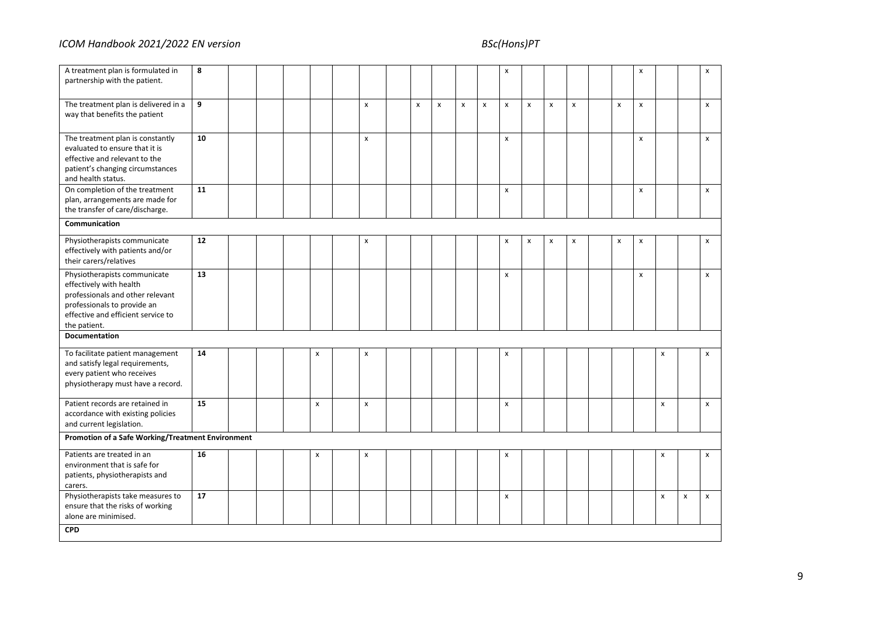| | | | | | | | | | | | | | | | | | | | | | | |
|---|---|---|---|---|---|---|---|---|---|---|---|---|---|---|---|---|---|---|---|---|---|---|
| A treatment plan is formulated in partnership with the patient. | **8** | | | | | | | | | | | x | | | | | | x | | | x |
| The treatment plan is delivered in a way that benefits the patient | **9** | | | | | | x | | x | x | x | x | x | x | x | x | | x | x | | | x |
| The treatment plan is constantly evaluated to ensure that it is effective and relevant to the patient's changing circumstances and health status. | **10** | | | | | | x | | | | | | x | | | | | | x | | | x |
| On completion of the treatment plan, arrangements are made for the transfer of care/discharge. | **11** | | | | | | | | | | | | x | | | | | | x | | | x |
| **Communication** | | | | | | | | | | | | | | | | | | | | | | |
| Physiotherapists communicate effectively with patients and/or their carers/relatives | **12** | | | | | | x | | | | | | x | x | x | x | | x | x | | | x |
| Physiotherapists communicate effectively with health professionals and other relevant professionals to provide an effective and efficient service to the patient. | **13** | | | | | | | | | | | | x | | | | | | x | | | x |
| **Documentation** | | | | | | | | | | | | | | | | | | | | | | |
| To facilitate patient management and satisfy legal requirements, every patient who receives physiotherapy must have a record. | **14** | | | | x | | x | | | | | | x | | | | | | | x | | x |
| Patient records are retained in accordance with existing policies and current legislation. | **15** | | | | x | | x | | | | | | x | | | | | | | x | | x |
| **Promotion of a Safe Working/Treatment Environment** | | | | | | | | | | | | | | | | | | | | | | |
| Patients are treated in an environment that is safe for patients, physiotherapists and carers. | **16** | | | | x | | x | | | | | | x | | | | | | | x | | x |
| Physiotherapists take measures to ensure that the risks of working alone are minimised. | **17** | | | | | | | | | | | | x | | | | | | | x | x | x |
| **CPD** | | | | | | | | | | | | | | | | | | | | | | |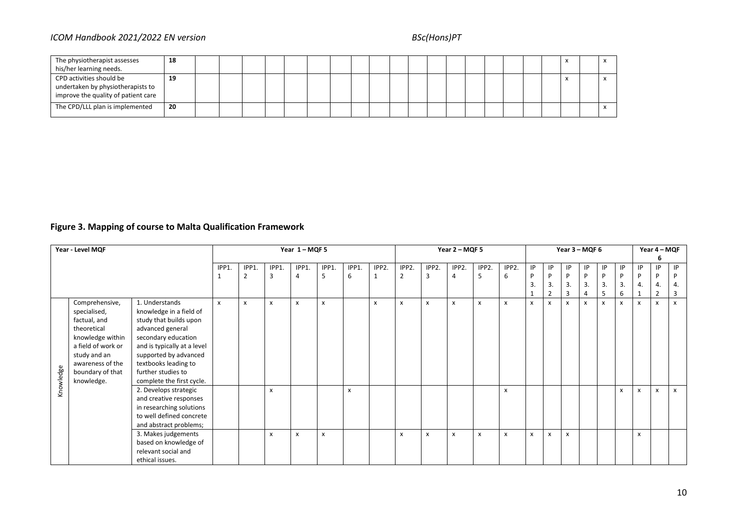| | | | | | | | | | | | | | | | | | | | | | | |
|---|---|---|---|---|---|---|---|---|---|---|---|---|---|---|---|---|---|---|---|---|---|---|
| The physiotherapist assesses his/her learning needs. | **18** | | | | | | | | | | | | | | | | | | | x | | x |
| CPD activities should be undertaken by physiotherapists to improve the quality of patient care | **19** | | | | | | | | | | | | | | | | | | | x | | x |
| The CPD/LLL plan is implemented | **20** | | | | | | | | | | | | | | | | | | | | | x |

## Figure 3. Mapping of course to Malta Qualification Framework

| **Year - Level MQF** | | | **Year 1 – MQF 5** | | | | | | | **Year 2 – MQF 5** | | | | | **Year 3 – MQF 6** | | | | | | **Year 4 – MQF 6** | | |
|---|---|---|---|---|---|---|---|---|---|---|---|---|---|---|---|---|---|---|---|---|---|---|---|
| | | | IPP1.1 | IPP1.2 | IPP1.3 | IPP1.4 | IPP1.5 | IPP1.6 | IPP2.1 | IPP2.2 | IPP2.3 | IPP2.4 | IPP2.5 | IPP2.6 | IPP3.1 | IPP3.2 | IPP3.3 | IPP3.4 | IPP3.5 | IPP3.6 | IPP4.1 | IPP4.2 | IPP4.3 |
| Knowledge | Comprehensive, specialised, factual, and theoretical knowledge within a field of work or study and an awareness of the boundary of that knowledge. | 1. Understands knowledge in a field of study that builds upon advanced general secondary education and is typically at a level supported by advanced textbooks leading to further studies to complete the first cycle. | x | x | x | x | x | | x | x | x | x | x | x | x | x | x | x | x | x | x | x | x |
| | | 2. Develops strategic and creative responses in researching solutions to well defined concrete and abstract problems; | | | x | | | x | | | | | | x | | | | | | x | x | x | x |
| | | 3. Makes judgements based on knowledge of relevant social and ethical issues. | | | x | x | x | | | x | x | x | x | x | x | x | x | | | | x | | |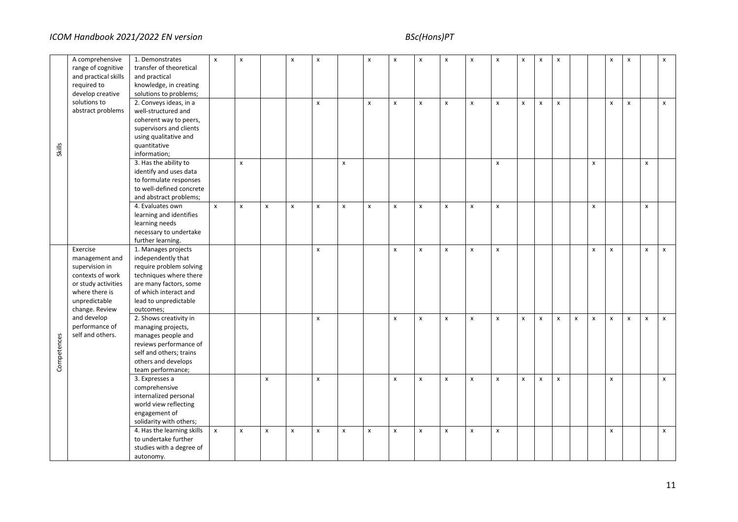| | | | | | | | | | | | | | | | | | | | | | | | |
|---|---|---|---|---|---|---|---|---|---|---|---|---|---|---|---|---|---|---|---|---|---|---|---|
| Skills | A comprehensive range of cognitive and practical skills required to develop creative solutions to abstract problems | 1. Demonstrates transfer of theoretical and practical knowledge, in creating solutions to problems; | x | x | | x | x | | x | x | x | x | x | x | x | x | x | | | x | x | | x |
| | | 2. Conveys ideas, in a well-structured and coherent way to peers, supervisors and clients using qualitative and quantitative information; | | | | | x | | x | x | x | x | x | x | x | x | x | | | x | x | | x |
| | | 3. Has the ability to identify and uses data to formulate responses to well-defined concrete and abstract problems; | | x | | | | x | | | | | | x | | | | | x | | | x | |
| | | 4. Evaluates own learning and identifies learning needs necessary to undertake further learning. | x | x | x | x | x | x | x | x | x | x | x | x | | | | | x | | | x | |
| Competences | Exercise management and supervision in contexts of work or study activities where there is unpredictable change. Review and develop performance of self and others. | 1. Manages projects independently that require problem solving techniques where there are many factors, some of which interact and lead to unpredictable outcomes; | | | | | x | | | x | x | x | x | x | | | | | x | x | | x | x |
| | | 2. Shows creativity in managing projects, manages people and reviews performance of self and others; trains others and develops team performance; | | | | | x | | | x | x | x | x | x | x | x | x | x | x | x | x | x | x |
| | | 3. Expresses a comprehensive internalized personal world view reflecting engagement of solidarity with others; | | | x | | x | | | x | x | x | x | x | x | x | x | | | x | | | x |
| | | 4. Has the learning skills to undertake further studies with a degree of autonomy. | x | x | x | x | x | x | x | x | x | x | x | x | | | | | | x | | | x |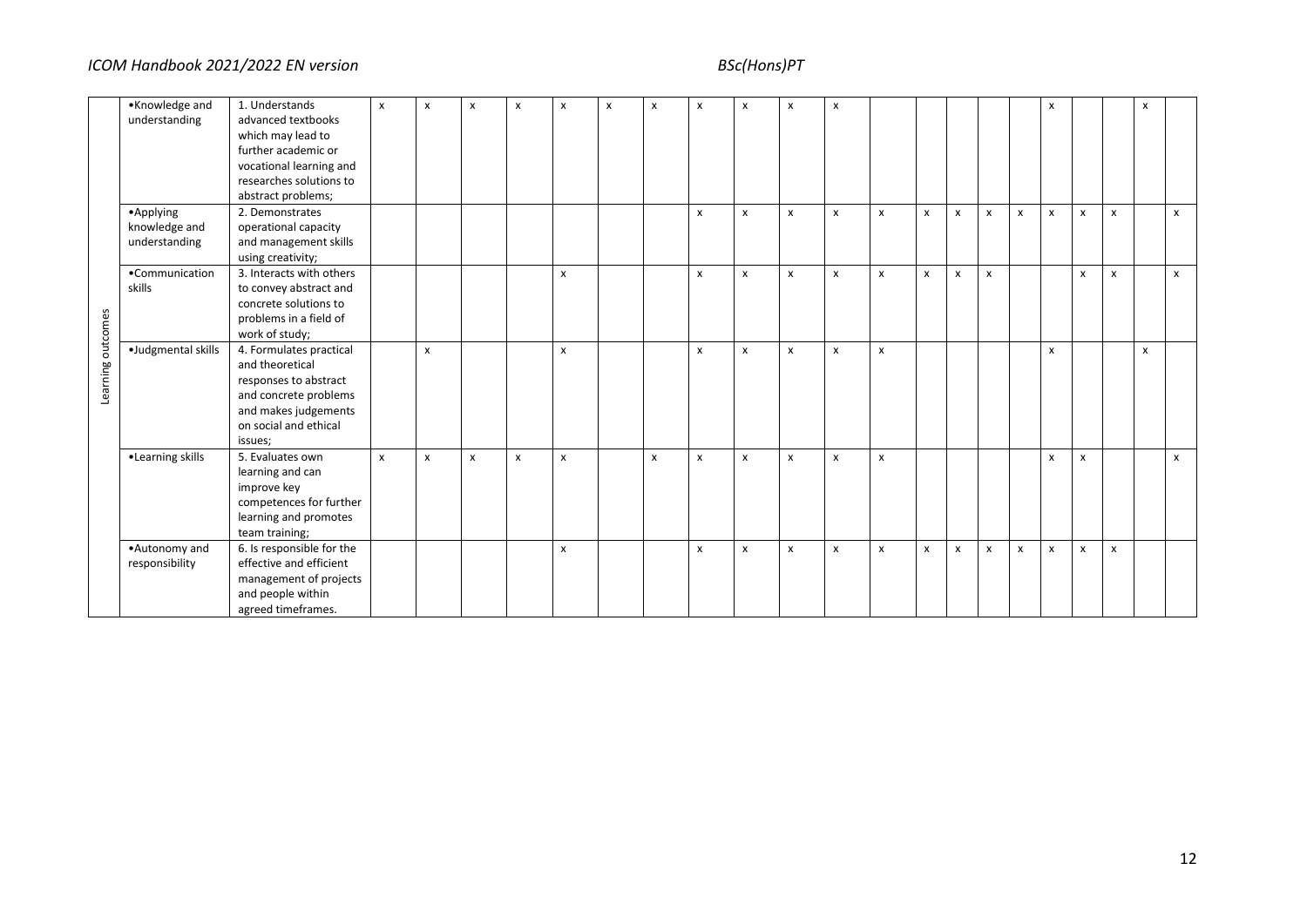| | | | | | | | | | | | | | | | | | | | | | | | |
|---|---|---|---|---|---|---|---|---|---|---|---|---|---|---|---|---|---|---|---|---|---|---|---|
| Learning outcomes | •Knowledge and understanding | 1. Understands advanced textbooks which may lead to further academic or vocational learning and researches solutions to abstract problems; | x | x | x | x | x | x | x | x | x | x | x | | | | | | x | | | x | |
| | •Applying knowledge and understanding | 2. Demonstrates operational capacity and management skills using creativity; | | | | | | | | x | x | x | x | x | x | x | x | x | x | x | x | | x |
| | •Communication skills | 3. Interacts with others to convey abstract and concrete solutions to problems in a field of work of study; | | | | | x | | | x | x | x | x | x | x | x | x | | | x | x | | x |
| | •Judgmental skills | 4. Formulates practical and theoretical responses to abstract and concrete problems and makes judgements on social and ethical issues; | | x | | | x | | | x | x | x | x | x | | | | | x | | | x | |
| | •Learning skills | 5. Evaluates own learning and can improve key competences for further learning and promotes team training; | x | x | x | x | x | | x | x | x | x | x | x | | | | | x | x | | | x |
| | •Autonomy and responsibility | 6. Is responsible for the effective and efficient management of projects and people within agreed timeframes. | | | | | x | | | x | x | x | x | x | x | x | x | x | x | x | x | | |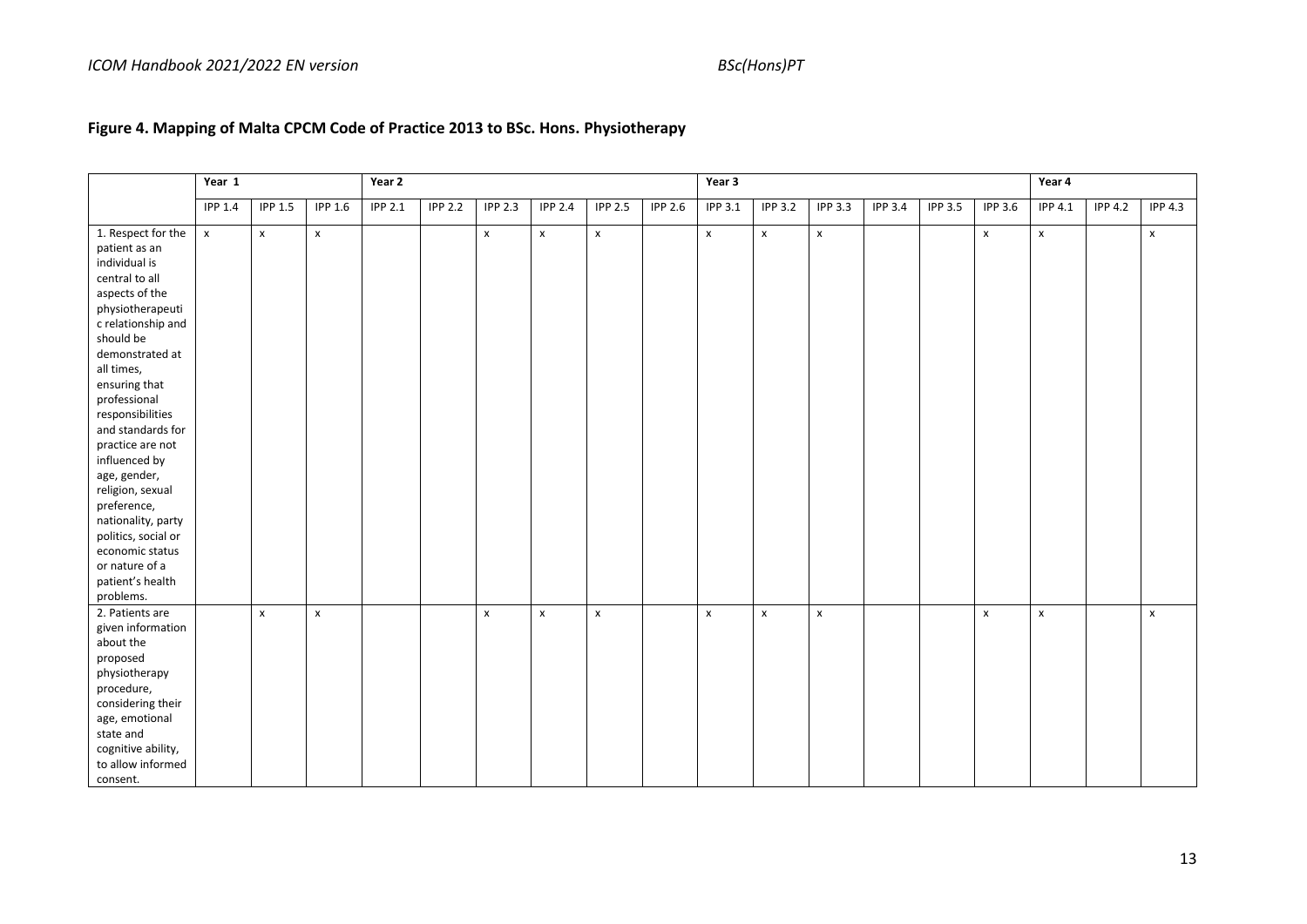## Figure 4. Mapping of Malta CPCM Code of Practice 2013 to BSc. Hons. Physiotherapy

| | Year 1 | | | Year 2 | | | | | | Year 3 | | | | | | Year 4 | | |
|---|---|---|---|---|---|---|---|---|---|---|---|---|---|---|---|---|---|---|
| | IPP 1.4 | IPP 1.5 | IPP 1.6 | IPP 2.1 | IPP 2.2 | IPP 2.3 | IPP 2.4 | IPP 2.5 | IPP 2.6 | IPP 3.1 | IPP 3.2 | IPP 3.3 | IPP 3.4 | IPP 3.5 | IPP 3.6 | IPP 4.1 | IPP 4.2 | IPP 4.3 |
| 1. Respect for the patient as an individual is central to all aspects of the physiotherapeutic relationship and should be demonstrated at all times, ensuring that professional responsibilities and standards for practice are not influenced by age, gender, religion, sexual preference, nationality, party politics, social or economic status or nature of a patient's health problems. | x | x | x | | | x | x | x | | x | x | x | | | x | x | | x |
| 2. Patients are given information about the proposed physiotherapy procedure, considering their age, emotional state and cognitive ability, to allow informed consent. | | x | x | | | x | x | x | | x | x | x | | | x | x | | x |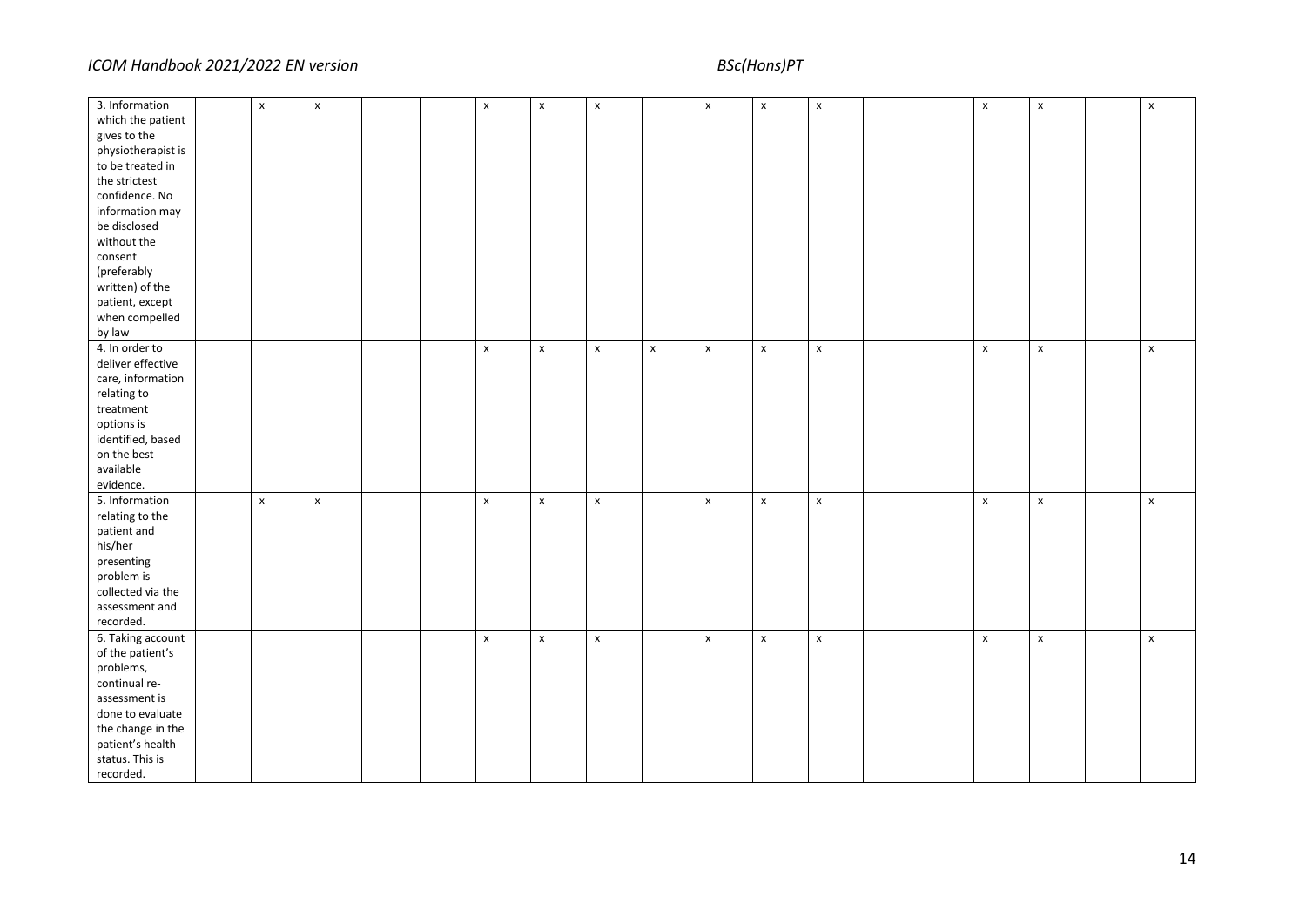| | | | | | | | | | | | | | | | | | | |
|---|---|---|---|---|---|---|---|---|---|---|---|---|---|---|---|---|---|---|
| 3. Information which the patient gives to the physiotherapist is to be treated in the strictest confidence. No information may be disclosed without the consent (preferably written) of the patient, except when compelled by law | | x | x | | | x | x | x | | x | x | x | | | x | x | | x |
| 4. In order to deliver effective care, information relating to treatment options is identified, based on the best available evidence. | | | | | | x | x | x | x | x | x | x | | | x | x | | x |
| 5. Information relating to the patient and his/her presenting problem is collected via the assessment and recorded. | | x | x | | | x | x | x | | x | x | x | | | x | x | | x |
| 6. Taking account of the patient's problems, continual re-assessment is done to evaluate the change in the patient's health status. This is recorded. | | | | | | x | x | x | | x | x | x | | | x | x | | x |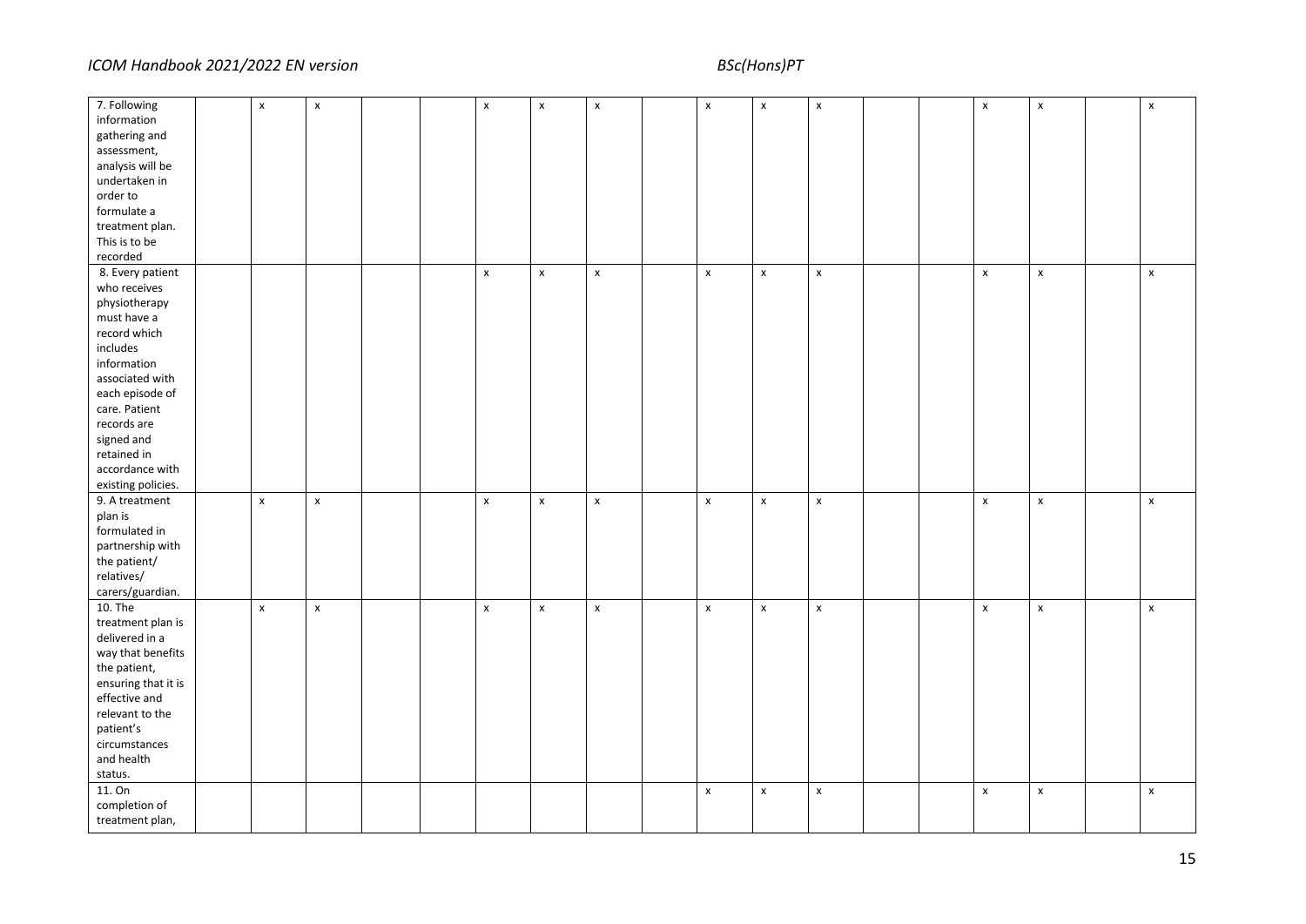| | | | | | | | | | | | | | | | | | | |
|---|---|---|---|---|---|---|---|---|---|---|---|---|---|---|---|---|---|---|
| 7. Following information gathering and assessment, analysis will be undertaken in order to formulate a treatment plan. This is to be recorded | | x | x | | | x | x | x | | x | x | x | | | x | x | | x |
| 8. Every patient who receives physiotherapy must have a record which includes information associated with each episode of care. Patient records are signed and retained in accordance with existing policies. | | | | | | x | x | x | | x | x | x | | | x | x | | x |
| 9. A treatment plan is formulated in partnership with the patient/ relatives/ carers/guardian. | | x | x | | | x | x | x | | x | x | x | | | x | x | | x |
| 10. The treatment plan is delivered in a way that benefits the patient, ensuring that it is effective and relevant to the patient's circumstances and health status. | | x | x | | | x | x | x | | x | x | x | | | x | x | | x |
| 11. On completion of treatment plan, | | | | | | | | | | x | x | x | | | x | x | | x |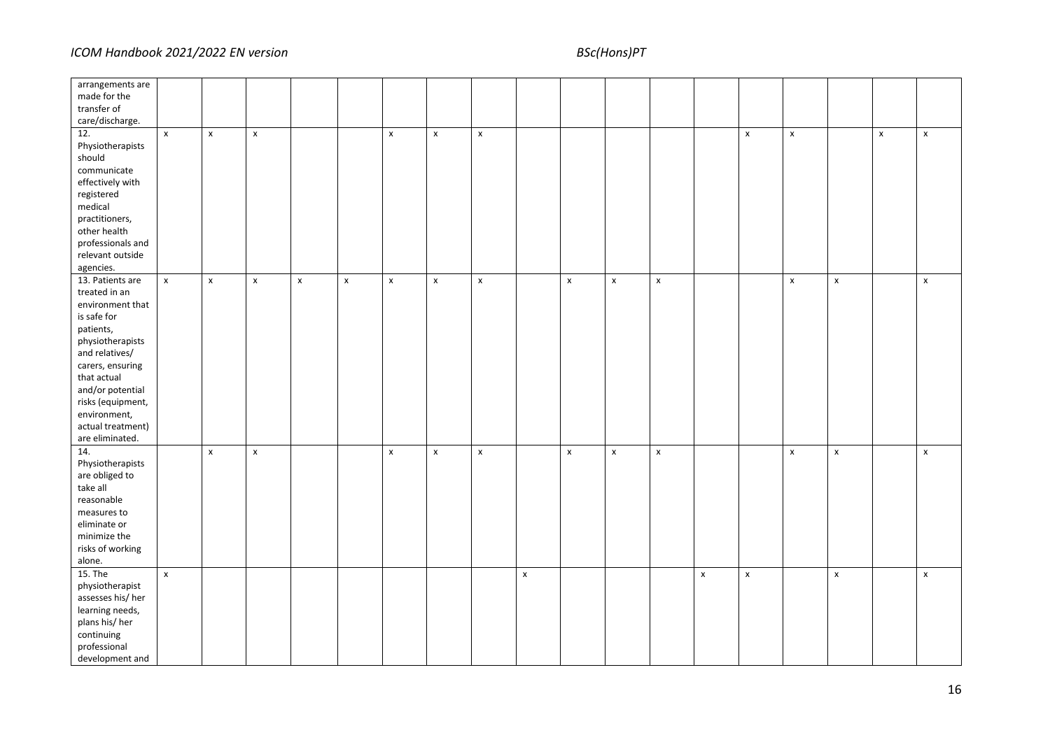| arrangements are made for the transfer of care/discharge. | | | | | | | | | | | | | | | | | | |
|---|---|---|---|---|---|---|---|---|---|---|---|---|---|---|---|---|---|---|
| 12. Physiotherapists should communicate effectively with registered medical practitioners, other health professionals and relevant outside agencies. | x | x | x | | | x | x | x | | | | | | x | x | | x | x |
| 13. Patients are treated in an environment that is safe for patients, physiotherapists and relatives/ carers, ensuring that actual and/or potential risks (equipment, environment, actual treatment) are eliminated. | x | x | x | x | x | x | x | x | | x | x | x | | | x | x | | x |
| 14. Physiotherapists are obliged to take all reasonable measures to eliminate or minimize the risks of working alone. | | x | x | | | x | x | x | | x | x | x | | | x | x | | x |
| 15. The physiotherapist assesses his/ her learning needs, plans his/ her continuing professional development and | x | | | | | | | | x | | | | x | x | | x | | x |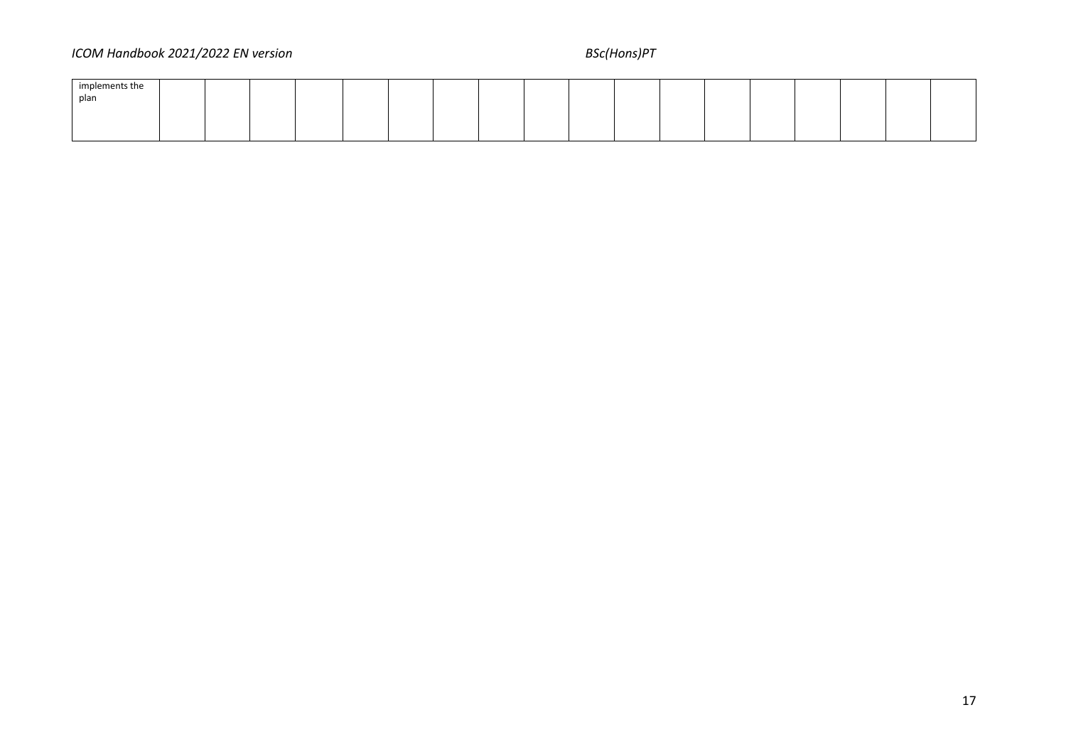| implements the plan | | | | | | | | | | | | | | | | | | |
|---|---|---|---|---|---|---|---|---|---|---|---|---|---|---|---|---|---|---|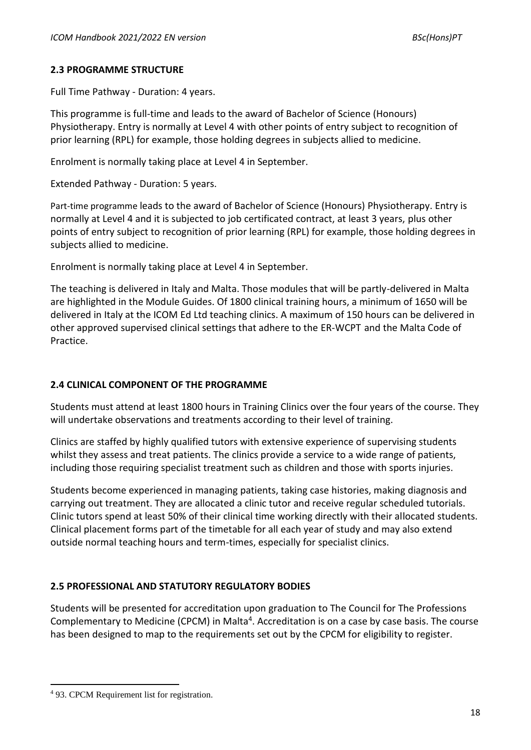## 2.3 PROGRAMME STRUCTURE

Full Time Pathway - Duration: 4 years.

This programme is full-time and leads to the award of Bachelor of Science (Honours) Physiotherapy. Entry is normally at Level 4 with other points of entry subject to recognition of prior learning (RPL) for example, those holding degrees in subjects allied to medicine.

Enrolment is normally taking place at Level 4 in September.

Extended Pathway - Duration: 5 years.

Part-time programme leads to the award of Bachelor of Science (Honours) Physiotherapy. Entry is normally at Level 4 and it is subjected to job certificated contract, at least 3 years, plus other points of entry subject to recognition of prior learning (RPL) for example, those holding degrees in subjects allied to medicine.

Enrolment is normally taking place at Level 4 in September.

The teaching is delivered in Italy and Malta. Those modules that will be partly-delivered in Malta are highlighted in the Module Guides. Of 1800 clinical training hours, a minimum of 1650 will be delivered in Italy at the ICOM Ed Ltd teaching clinics. A maximum of 150 hours can be delivered in other approved supervised clinical settings that adhere to the ER-WCPT and the Malta Code of Practice.

## 2.4 CLINICAL COMPONENT OF THE PROGRAMME

Students must attend at least 1800 hours in Training Clinics over the four years of the course. They will undertake observations and treatments according to their level of training.

Clinics are staffed by highly qualified tutors with extensive experience of supervising students whilst they assess and treat patients. The clinics provide a service to a wide range of patients, including those requiring specialist treatment such as children and those with sports injuries.

Students become experienced in managing patients, taking case histories, making diagnosis and carrying out treatment. They are allocated a clinic tutor and receive regular scheduled tutorials. Clinic tutors spend at least 50% of their clinical time working directly with their allocated students. Clinical placement forms part of the timetable for all each year of study and may also extend outside normal teaching hours and term-times, especially for specialist clinics.

## 2.5 PROFESSIONAL AND STATUTORY REGULATORY BODIES

Students will be presented for accreditation upon graduation to The Council for The Professions Complementary to Medicine (CPCM) in Malta[4]. Accreditation is on a case by case basis. The course has been designed to map to the requirements set out by the CPCM for eligibility to register.

---

[4] 93. CPCM Requirement list for registration.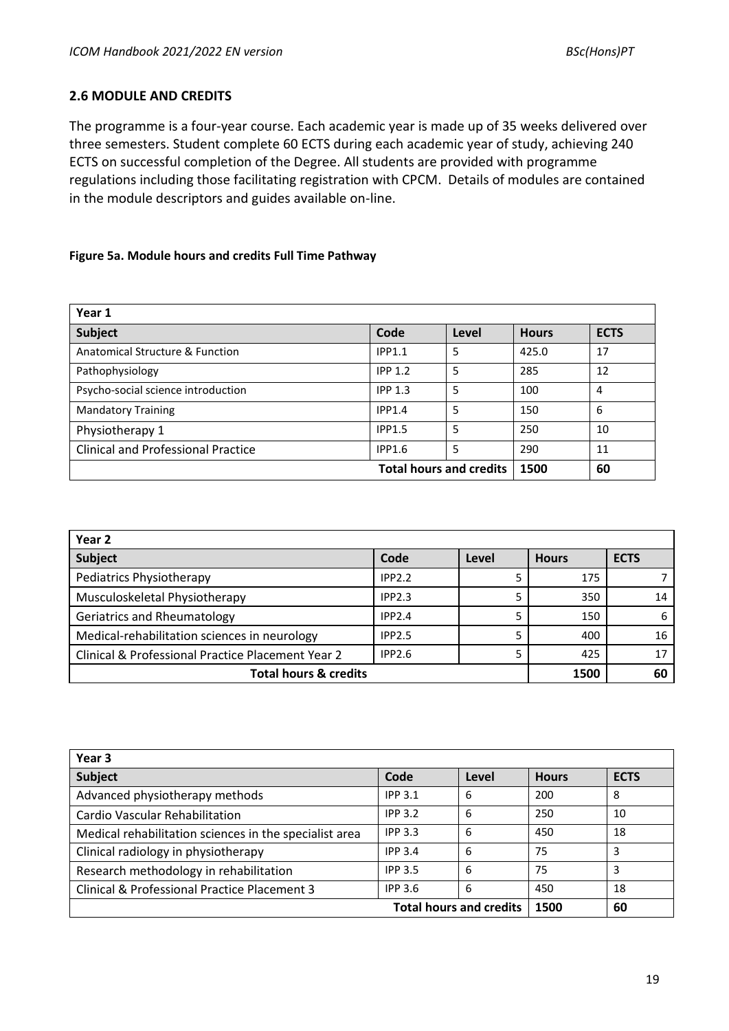## 2.6 MODULE AND CREDITS

The programme is a four-year course. Each academic year is made up of 35 weeks delivered over three semesters. Student complete 60 ECTS during each academic year of study, achieving 240 ECTS on successful completion of the Degree. All students are provided with programme regulations including those facilitating registration with CPCM. Details of modules are contained in the module descriptors and guides available on-line.

**Figure 5a. Module hours and credits Full Time Pathway**

| Year 1 | | | | |
|---|---|---|---|---|
| **Subject** | **Code** | **Level** | **Hours** | **ECTS** |
| Anatomical Structure & Function | IPP1.1 | 5 | 425.0 | 17 |
| Pathophysiology | IPP 1.2 | 5 | 285 | 12 |
| Psycho-social science introduction | IPP 1.3 | 5 | 100 | 4 |
| Mandatory Training | IPP1.4 | 5 | 150 | 6 |
| Physiotherapy 1 | IPP1.5 | 5 | 250 | 10 |
| Clinical and Professional Practice | IPP1.6 | 5 | 290 | 11 |
| | | **Total hours and credits** | **1500** | **60** |

| Year 2 | | | | |
|---|---|---|---|---|
| **Subject** | **Code** | **Level** | **Hours** | **ECTS** |
| Pediatrics Physiotherapy | IPP2.2 | 5 | 175 | 7 |
| Musculoskeletal Physiotherapy | IPP2.3 | 5 | 350 | 14 |
| Geriatrics and Rheumatology | IPP2.4 | 5 | 150 | 6 |
| Medical-rehabilitation sciences in neurology | IPP2.5 | 5 | 400 | 16 |
| Clinical & Professional Practice Placement Year 2 | IPP2.6 | 5 | 425 | 17 |
| **Total hours & credits** | | | **1500** | **60** |

| Year 3 | | | | |
|---|---|---|---|---|
| **Subject** | **Code** | **Level** | **Hours** | **ECTS** |
| Advanced physiotherapy methods | IPP 3.1 | 6 | 200 | 8 |
| Cardio Vascular Rehabilitation | IPP 3.2 | 6 | 250 | 10 |
| Medical rehabilitation sciences in the specialist area | IPP 3.3 | 6 | 450 | 18 |
| Clinical radiology in physiotherapy | IPP 3.4 | 6 | 75 | 3 |
| Research methodology in rehabilitation | IPP 3.5 | 6 | 75 | 3 |
| Clinical & Professional Practice Placement 3 | IPP 3.6 | 6 | 450 | 18 |
| | | **Total hours and credits** | **1500** | **60** |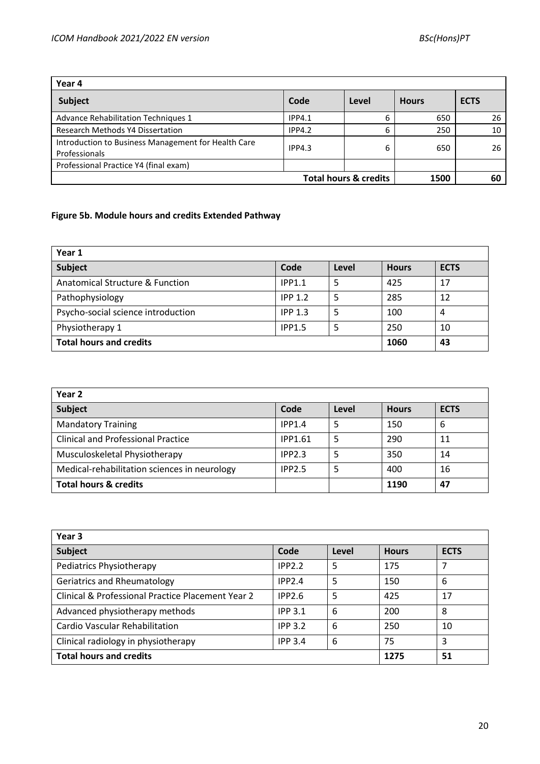| Year 4 | | | | |
|---|---|---|---|---|
| **Subject** | **Code** | **Level** | **Hours** | **ECTS** |
| Advance Rehabilitation Techniques 1 | IPP4.1 | 6 | 650 | 26 |
| Research Methods Y4 Dissertation | IPP4.2 | 6 | 250 | 10 |
| Introduction to Business Management for Health Care Professionals | IPP4.3 | 6 | 650 | 26 |
| Professional Practice Y4 (final exam) | | | | |
| | | **Total hours & credits** | **1500** | **60** |

**Figure 5b. Module hours and credits Extended Pathway**

| Year 1 | | | | |
|---|---|---|---|---|
| **Subject** | **Code** | **Level** | **Hours** | **ECTS** |
| Anatomical Structure & Function | IPP1.1 | 5 | 425 | 17 |
| Pathophysiology | IPP 1.2 | 5 | 285 | 12 |
| Psycho-social science introduction | IPP 1.3 | 5 | 100 | 4 |
| Physiotherapy 1 | IPP1.5 | 5 | 250 | 10 |
| **Total hours and credits** | | | **1060** | **43** |

| Year 2 | | | | |
|---|---|---|---|---|
| **Subject** | **Code** | **Level** | **Hours** | **ECTS** |
| Mandatory Training | IPP1.4 | 5 | 150 | 6 |
| Clinical and Professional Practice | IPP1.61 | 5 | 290 | 11 |
| Musculoskeletal Physiotherapy | IPP2.3 | 5 | 350 | 14 |
| Medical-rehabilitation sciences in neurology | IPP2.5 | 5 | 400 | 16 |
| **Total hours & credits** | | | **1190** | **47** |

| Year 3 | | | | |
|---|---|---|---|---|
| **Subject** | **Code** | **Level** | **Hours** | **ECTS** |
| Pediatrics Physiotherapy | IPP2.2 | 5 | 175 | 7 |
| Geriatrics and Rheumatology | IPP2.4 | 5 | 150 | 6 |
| Clinical & Professional Practice Placement Year 2 | IPP2.6 | 5 | 425 | 17 |
| Advanced physiotherapy methods | IPP 3.1 | 6 | 200 | 8 |
| Cardio Vascular Rehabilitation | IPP 3.2 | 6 | 250 | 10 |
| Clinical radiology in physiotherapy | IPP 3.4 | 6 | 75 | 3 |
| **Total hours and credits** | | | **1275** | **51** |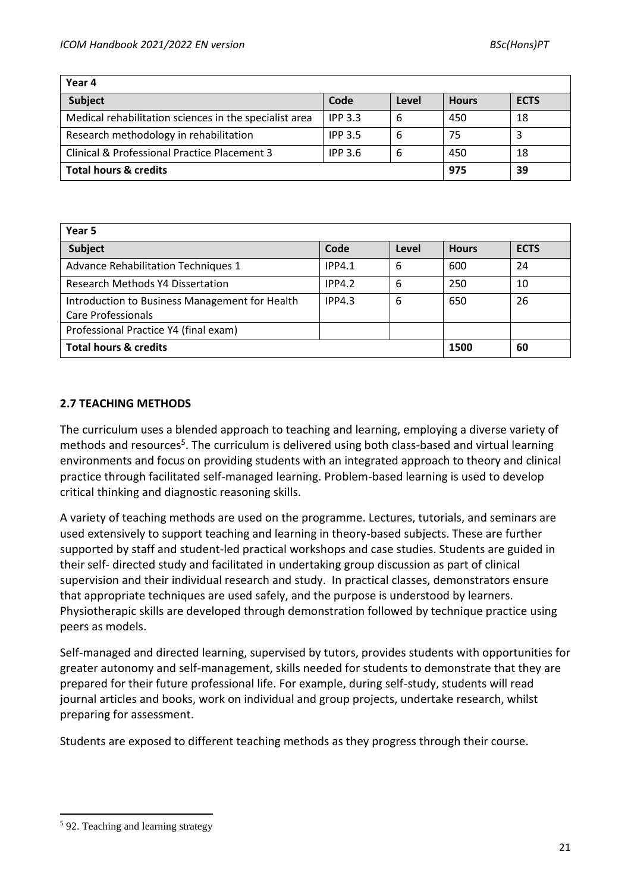| Year 4 | | | | |
|---|---|---|---|---|
| **Subject** | **Code** | **Level** | **Hours** | **ECTS** |
| Medical rehabilitation sciences in the specialist area | IPP 3.3 | 6 | 450 | 18 |
| Research methodology in rehabilitation | IPP 3.5 | 6 | 75 | 3 |
| Clinical & Professional Practice Placement 3 | IPP 3.6 | 6 | 450 | 18 |
| **Total hours & credits** | | | **975** | **39** |

| Year 5 | | | | |
|---|---|---|---|---|
| **Subject** | **Code** | **Level** | **Hours** | **ECTS** |
| Advance Rehabilitation Techniques 1 | IPP4.1 | 6 | 600 | 24 |
| Research Methods Y4 Dissertation | IPP4.2 | 6 | 250 | 10 |
| Introduction to Business Management for Health Care Professionals | IPP4.3 | 6 | 650 | 26 |
| Professional Practice Y4 (final exam) | | | | |
| **Total hours & credits** | | | **1500** | **60** |

## 2.7 TEACHING METHODS

The curriculum uses a blended approach to teaching and learning, employing a diverse variety of methods and resources[5]. The curriculum is delivered using both class-based and virtual learning environments and focus on providing students with an integrated approach to theory and clinical practice through facilitated self-managed learning. Problem-based learning is used to develop critical thinking and diagnostic reasoning skills.

A variety of teaching methods are used on the programme. Lectures, tutorials, and seminars are used extensively to support teaching and learning in theory-based subjects. These are further supported by staff and student-led practical workshops and case studies. Students are guided in their self- directed study and facilitated in undertaking group discussion as part of clinical supervision and their individual research and study. In practical classes, demonstrators ensure that appropriate techniques are used safely, and the purpose is understood by learners. Physiotherapic skills are developed through demonstration followed by technique practice using peers as models.

Self-managed and directed learning, supervised by tutors, provides students with opportunities for greater autonomy and self-management, skills needed for students to demonstrate that they are prepared for their future professional life. For example, during self-study, students will read journal articles and books, work on individual and group projects, undertake research, whilst preparing for assessment.

Students are exposed to different teaching methods as they progress through their course.

[5] 92. Teaching and learning strategy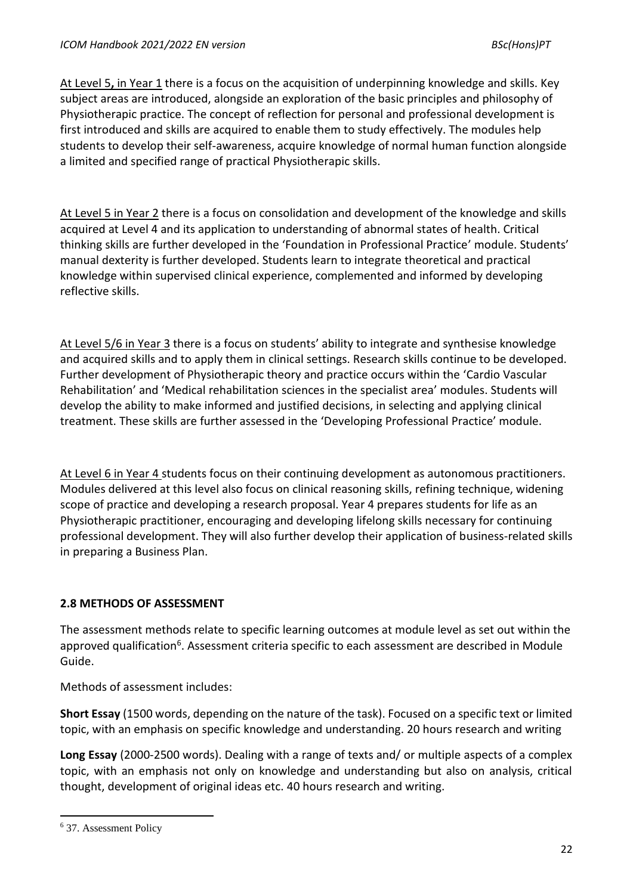At Level 5, in Year 1 there is a focus on the acquisition of underpinning knowledge and skills. Key subject areas are introduced, alongside an exploration of the basic principles and philosophy of Physiotherapic practice. The concept of reflection for personal and professional development is first introduced and skills are acquired to enable them to study effectively. The modules help students to develop their self-awareness, acquire knowledge of normal human function alongside a limited and specified range of practical Physiotherapic skills.

At Level 5 in Year 2 there is a focus on consolidation and development of the knowledge and skills acquired at Level 4 and its application to understanding of abnormal states of health. Critical thinking skills are further developed in the 'Foundation in Professional Practice' module. Students' manual dexterity is further developed. Students learn to integrate theoretical and practical knowledge within supervised clinical experience, complemented and informed by developing reflective skills.

At Level 5/6 in Year 3 there is a focus on students' ability to integrate and synthesise knowledge and acquired skills and to apply them in clinical settings. Research skills continue to be developed. Further development of Physiotherapic theory and practice occurs within the 'Cardio Vascular Rehabilitation' and 'Medical rehabilitation sciences in the specialist area' modules. Students will develop the ability to make informed and justified decisions, in selecting and applying clinical treatment. These skills are further assessed in the 'Developing Professional Practice' module.

At Level 6 in Year 4 students focus on their continuing development as autonomous practitioners. Modules delivered at this level also focus on clinical reasoning skills, refining technique, widening scope of practice and developing a research proposal. Year 4 prepares students for life as an Physiotherapic practitioner, encouraging and developing lifelong skills necessary for continuing professional development. They will also further develop their application of business-related skills in preparing a Business Plan.

## 2.8 METHODS OF ASSESSMENT

The assessment methods relate to specific learning outcomes at module level as set out within the approved qualification[6]. Assessment criteria specific to each assessment are described in Module Guide.

Methods of assessment includes:

**Short Essay** (1500 words, depending on the nature of the task). Focused on a specific text or limited topic, with an emphasis on specific knowledge and understanding. 20 hours research and writing

**Long Essay** (2000-2500 words). Dealing with a range of texts and/ or multiple aspects of a complex topic, with an emphasis not only on knowledge and understanding but also on analysis, critical thought, development of original ideas etc. 40 hours research and writing.

[6] 37. Assessment Policy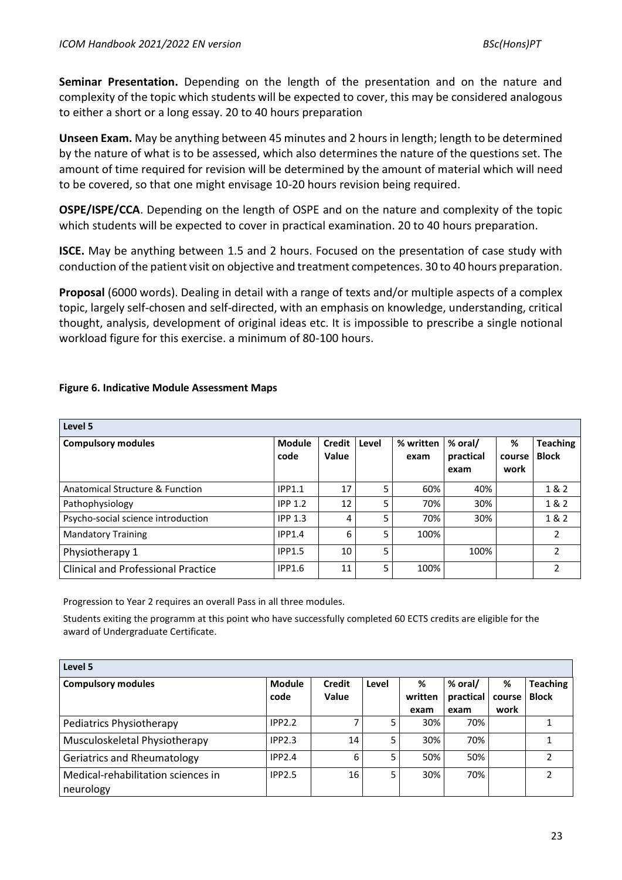**Seminar Presentation.** Depending on the length of the presentation and on the nature and complexity of the topic which students will be expected to cover, this may be considered analogous to either a short or a long essay. 20 to 40 hours preparation

**Unseen Exam.** May be anything between 45 minutes and 2 hours in length; length to be determined by the nature of what is to be assessed, which also determines the nature of the questions set. The amount of time required for revision will be determined by the amount of material which will need to be covered, so that one might envisage 10-20 hours revision being required.

**OSPE/ISPE/CCA**. Depending on the length of OSPE and on the nature and complexity of the topic which students will be expected to cover in practical examination. 20 to 40 hours preparation.

**ISCE.** May be anything between 1.5 and 2 hours. Focused on the presentation of case study with conduction of the patient visit on objective and treatment competences. 30 to 40 hours preparation.

**Proposal** (6000 words). Dealing in detail with a range of texts and/or multiple aspects of a complex topic, largely self-chosen and self-directed, with an emphasis on knowledge, understanding, critical thought, analysis, development of original ideas etc. It is impossible to prescribe a single notional workload figure for this exercise. a minimum of 80-100 hours.

**Figure 6. Indicative Module Assessment Maps**

| Level 5 | | | | | | | |
|---|---|---|---|---|---|---|---|
| **Compulsory modules** | **Module code** | **Credit Value** | **Level** | **% written exam** | **% oral/ practical exam** | **% course work** | **Teaching Block** |
| Anatomical Structure & Function | IPP1.1 | 17 | 5 | 60% | 40% | | 1 & 2 |
| Pathophysiology | IPP 1.2 | 12 | 5 | 70% | 30% | | 1 & 2 |
| Psycho-social science introduction | IPP 1.3 | 4 | 5 | 70% | 30% | | 1 & 2 |
| Mandatory Training | IPP1.4 | 6 | 5 | 100% | | | 2 |
| Physiotherapy 1 | IPP1.5 | 10 | 5 | | 100% | | 2 |
| Clinical and Professional Practice | IPP1.6 | 11 | 5 | 100% | | | 2 |

Progression to Year 2 requires an overall Pass in all three modules.

Students exiting the programm at this point who have successfully completed 60 ECTS credits are eligible for the award of Undergraduate Certificate.

| Level 5 | | | | | | | |
|---|---|---|---|---|---|---|---|
| **Compulsory modules** | **Module code** | **Credit Value** | **Level** | **% written exam** | **% oral/ practical exam** | **% course work** | **Teaching Block** |
| Pediatrics Physiotherapy | IPP2.2 | 7 | 5 | 30% | 70% | | 1 |
| Musculoskeletal Physiotherapy | IPP2.3 | 14 | 5 | 30% | 70% | | 1 |
| Geriatrics and Rheumatology | IPP2.4 | 6 | 5 | 50% | 50% | | 2 |
| Medical-rehabilitation sciences in neurology | IPP2.5 | 16 | 5 | 30% | 70% | | 2 |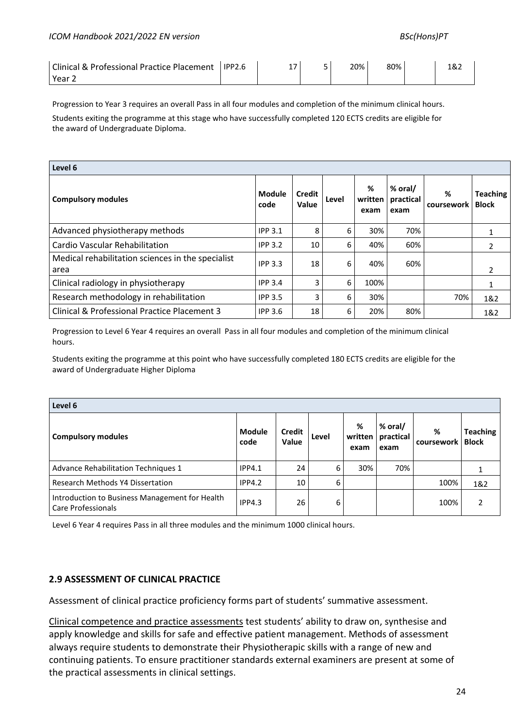| Clinical & Professional Practice Placement Year 2 | IPP2.6 | 17 | 5 | 20% | 80% | | 1&2 |
|---|---|---|---|---|---|---|---|

Progression to Year 3 requires an overall Pass in all four modules and completion of the minimum clinical hours.

Students exiting the programme at this stage who have successfully completed 120 ECTS credits are eligible for the award of Undergraduate Diploma.

| **Level 6** | | | | | | | |
|---|---|---|---|---|---|---|---|
| **Compulsory modules** | **Module code** | **Credit Value** | **Level** | **% written exam** | **% oral/ practical exam** | **% coursework** | **Teaching Block** |
| Advanced physiotherapy methods | IPP 3.1 | 8 | 6 | 30% | 70% | | 1 |
| Cardio Vascular Rehabilitation | IPP 3.2 | 10 | 6 | 40% | 60% | | 2 |
| Medical rehabilitation sciences in the specialist area | IPP 3.3 | 18 | 6 | 40% | 60% | | 2 |
| Clinical radiology in physiotherapy | IPP 3.4 | 3 | 6 | 100% | | | 1 |
| Research methodology in rehabilitation | IPP 3.5 | 3 | 6 | 30% | | 70% | 1&2 |
| Clinical & Professional Practice Placement 3 | IPP 3.6 | 18 | 6 | 20% | 80% | | 1&2 |

Progression to Level 6 Year 4 requires an overall Pass in all four modules and completion of the minimum clinical hours.

Students exiting the programme at this point who have successfully completed 180 ECTS credits are eligible for the award of Undergraduate Higher Diploma

| **Level 6** | | | | | | | |
|---|---|---|---|---|---|---|---|
| **Compulsory modules** | **Module code** | **Credit Value** | **Level** | **% written exam** | **% oral/ practical exam** | **% coursework** | **Teaching Block** |
| Advance Rehabilitation Techniques 1 | IPP4.1 | 24 | 6 | 30% | 70% | | 1 |
| Research Methods Y4 Dissertation | IPP4.2 | 10 | 6 | | | 100% | 1&2 |
| Introduction to Business Management for Health Care Professionals | IPP4.3 | 26 | 6 | | | 100% | 2 |

Level 6 Year 4 requires Pass in all three modules and the minimum 1000 clinical hours.

## 2.9 ASSESSMENT OF CLINICAL PRACTICE

Assessment of clinical practice proficiency forms part of students' summative assessment.

Clinical competence and practice assessments test students' ability to draw on, synthesise and apply knowledge and skills for safe and effective patient management. Methods of assessment always require students to demonstrate their Physiotherapic skills with a range of new and continuing patients. To ensure practitioner standards external examiners are present at some of the practical assessments in clinical settings.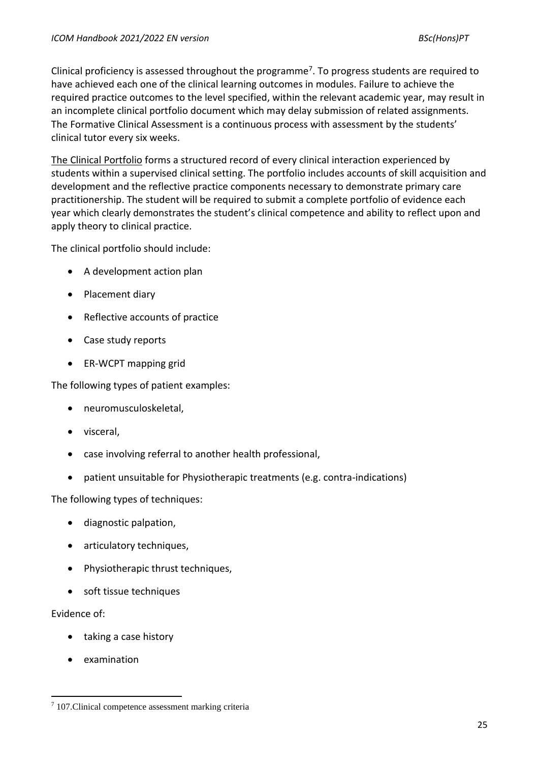Clinical proficiency is assessed throughout the programme[7]. To progress students are required to have achieved each one of the clinical learning outcomes in modules. Failure to achieve the required practice outcomes to the level specified, within the relevant academic year, may result in an incomplete clinical portfolio document which may delay submission of related assignments. The Formative Clinical Assessment is a continuous process with assessment by the students' clinical tutor every six weeks.

The Clinical Portfolio forms a structured record of every clinical interaction experienced by students within a supervised clinical setting. The portfolio includes accounts of skill acquisition and development and the reflective practice components necessary to demonstrate primary care practitionership. The student will be required to submit a complete portfolio of evidence each year which clearly demonstrates the student's clinical competence and ability to reflect upon and apply theory to clinical practice.

The clinical portfolio should include:

- A development action plan
- Placement diary
- Reflective accounts of practice
- Case study reports
- ER-WCPT mapping grid

The following types of patient examples:

- neuromusculoskeletal,
- visceral,
- case involving referral to another health professional,
- patient unsuitable for Physiotherapic treatments (e.g. contra-indications)

The following types of techniques:

- diagnostic palpation,
- articulatory techniques,
- Physiotherapic thrust techniques,
- soft tissue techniques

Evidence of:

- taking a case history
- examination

[7] 107.Clinical competence assessment marking criteria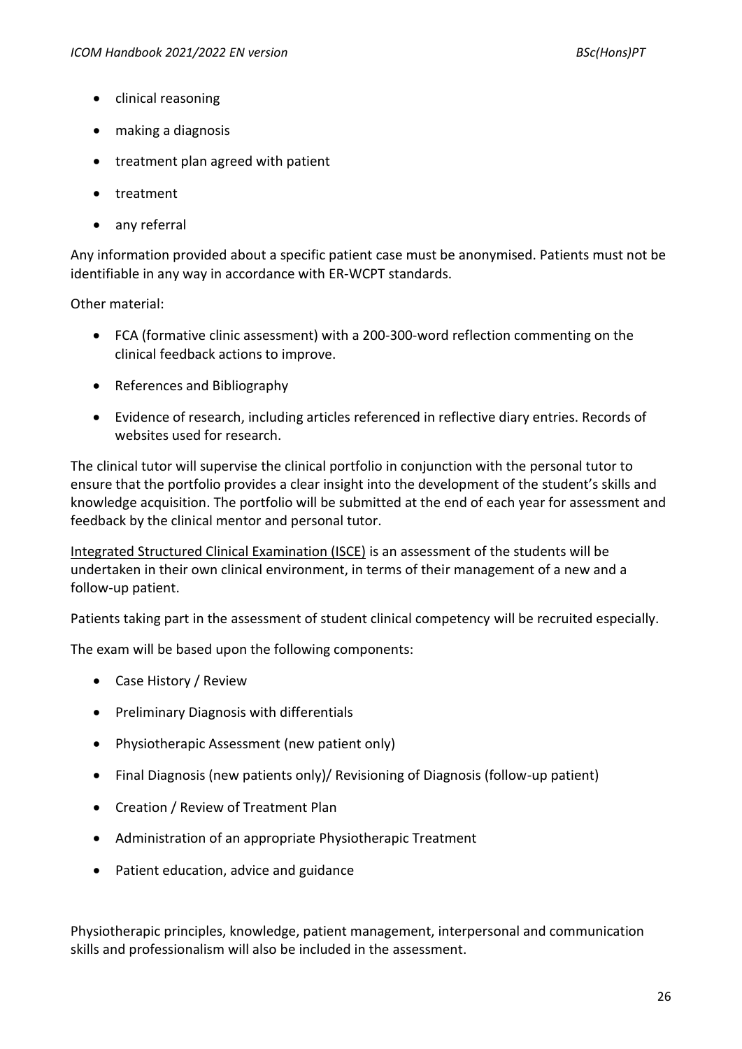- clinical reasoning
- making a diagnosis
- treatment plan agreed with patient
- treatment
- any referral

Any information provided about a specific patient case must be anonymised. Patients must not be identifiable in any way in accordance with ER-WCPT standards.

Other material:

- FCA (formative clinic assessment) with a 200-300-word reflection commenting on the clinical feedback actions to improve.
- References and Bibliography
- Evidence of research, including articles referenced in reflective diary entries. Records of websites used for research.

The clinical tutor will supervise the clinical portfolio in conjunction with the personal tutor to ensure that the portfolio provides a clear insight into the development of the student's skills and knowledge acquisition. The portfolio will be submitted at the end of each year for assessment and feedback by the clinical mentor and personal tutor.

Integrated Structured Clinical Examination (ISCE) is an assessment of the students will be undertaken in their own clinical environment, in terms of their management of a new and a follow-up patient.

Patients taking part in the assessment of student clinical competency will be recruited especially.

The exam will be based upon the following components:

- Case History / Review
- Preliminary Diagnosis with differentials
- Physiotherapic Assessment (new patient only)
- Final Diagnosis (new patients only)/ Revisioning of Diagnosis (follow-up patient)
- Creation / Review of Treatment Plan
- Administration of an appropriate Physiotherapic Treatment
- Patient education, advice and guidance

Physiotherapic principles, knowledge, patient management, interpersonal and communication skills and professionalism will also be included in the assessment.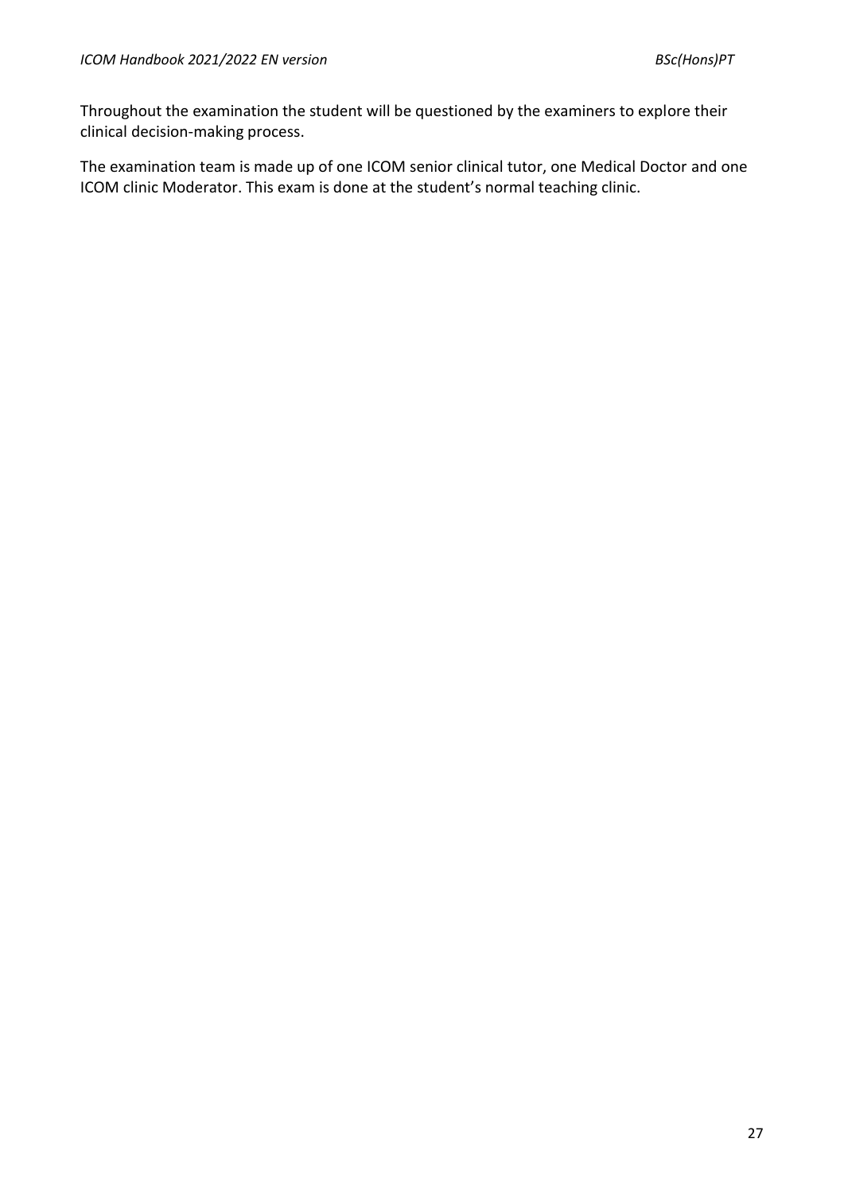Throughout the examination the student will be questioned by the examiners to explore their clinical decision-making process.

The examination team is made up of one ICOM senior clinical tutor, one Medical Doctor and one ICOM clinic Moderator. This exam is done at the student's normal teaching clinic.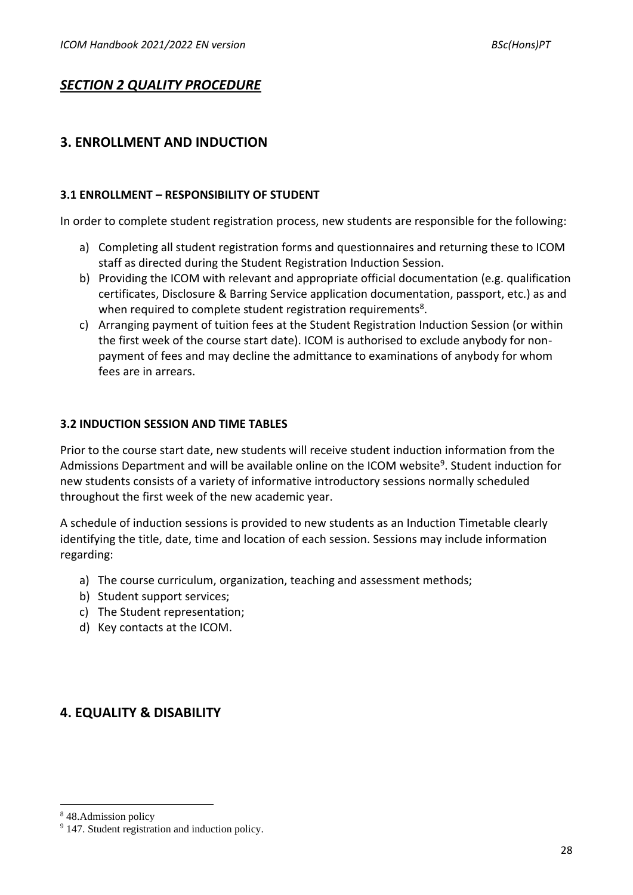## *SECTION 2 QUALITY PROCEDURE*

## 3. ENROLLMENT AND INDUCTION

### 3.1 ENROLLMENT – RESPONSIBILITY OF STUDENT

In order to complete student registration process, new students are responsible for the following:

a) Completing all student registration forms and questionnaires and returning these to ICOM staff as directed during the Student Registration Induction Session.
b) Providing the ICOM with relevant and appropriate official documentation (e.g. qualification certificates, Disclosure & Barring Service application documentation, passport, etc.) as and when required to complete student registration requirements[8].
c) Arranging payment of tuition fees at the Student Registration Induction Session (or within the first week of the course start date). ICOM is authorised to exclude anybody for non-payment of fees and may decline the admittance to examinations of anybody for whom fees are in arrears.

### 3.2 INDUCTION SESSION AND TIME TABLES

Prior to the course start date, new students will receive student induction information from the Admissions Department and will be available online on the ICOM website[9]. Student induction for new students consists of a variety of informative introductory sessions normally scheduled throughout the first week of the new academic year.

A schedule of induction sessions is provided to new students as an Induction Timetable clearly identifying the title, date, time and location of each session. Sessions may include information regarding:

a) The course curriculum, organization, teaching and assessment methods;
b) Student support services;
c) The Student representation;
d) Key contacts at the ICOM.

## 4. EQUALITY & DISABILITY

[8] 48.Admission policy

[9] 147. Student registration and induction policy.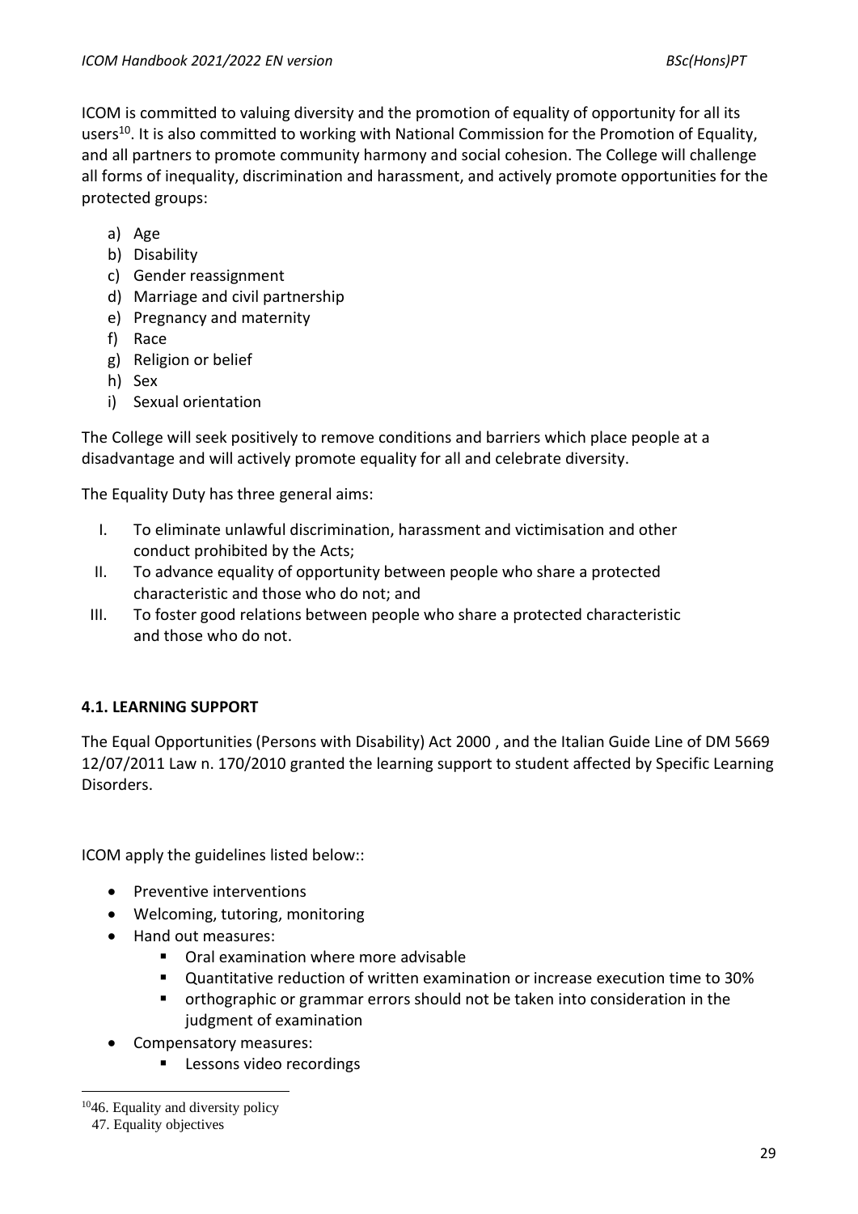ICOM is committed to valuing diversity and the promotion of equality of opportunity for all its users[10]. It is also committed to working with National Commission for the Promotion of Equality, and all partners to promote community harmony and social cohesion. The College will challenge all forms of inequality, discrimination and harassment, and actively promote opportunities for the protected groups:

a) Age
b) Disability
c) Gender reassignment
d) Marriage and civil partnership
e) Pregnancy and maternity
f) Race
g) Religion or belief
h) Sex
i) Sexual orientation

The College will seek positively to remove conditions and barriers which place people at a disadvantage and will actively promote equality for all and celebrate diversity.

The Equality Duty has three general aims:

I. To eliminate unlawful discrimination, harassment and victimisation and other conduct prohibited by the Acts;
II. To advance equality of opportunity between people who share a protected characteristic and those who do not; and
III. To foster good relations between people who share a protected characteristic and those who do not.

### 4.1. LEARNING SUPPORT

The Equal Opportunities (Persons with Disability) Act 2000 , and the Italian Guide Line of DM 5669 12/07/2011 Law n. 170/2010 granted the learning support to student affected by Specific Learning Disorders.

ICOM apply the guidelines listed below::

- Preventive interventions
- Welcoming, tutoring, monitoring
- Hand out measures:
    - Oral examination where more advisable
    - Quantitative reduction of written examination or increase execution time to 30%
    - orthographic or grammar errors should not be taken into consideration in the judgment of examination
- Compensatory measures:
    - Lessons video recordings

---

[10] 46. Equality and diversity policy
47. Equality objectives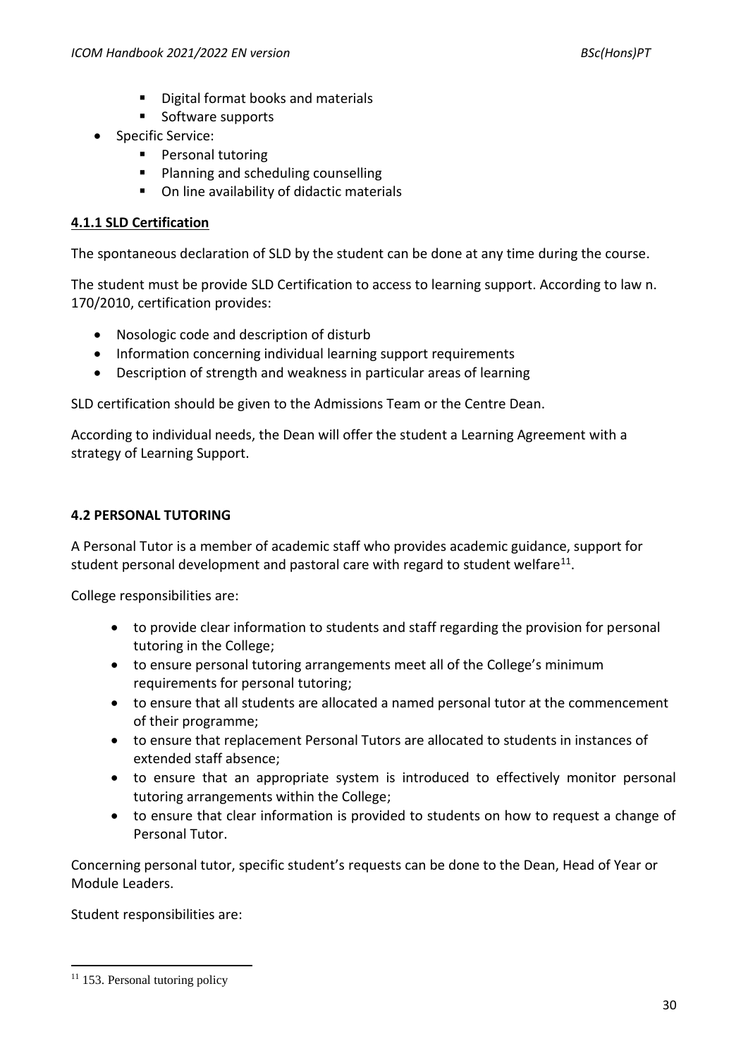- Digital format books and materials
- Software supports

- Specific Service:
    - Personal tutoring
    - Planning and scheduling counselling
    - On line availability of didactic materials

#### 4.1.1 SLD Certification

The spontaneous declaration of SLD by the student can be done at any time during the course.

The student must be provide SLD Certification to access to learning support. According to law n. 170/2010, certification provides:

- Nosologic code and description of disturb
- Information concerning individual learning support requirements
- Description of strength and weakness in particular areas of learning

SLD certification should be given to the Admissions Team or the Centre Dean.

According to individual needs, the Dean will offer the student a Learning Agreement with a strategy of Learning Support.

### 4.2 PERSONAL TUTORING

A Personal Tutor is a member of academic staff who provides academic guidance, support for student personal development and pastoral care with regard to student welfare[11].

College responsibilities are:

- to provide clear information to students and staff regarding the provision for personal tutoring in the College;
- to ensure personal tutoring arrangements meet all of the College's minimum requirements for personal tutoring;
- to ensure that all students are allocated a named personal tutor at the commencement of their programme;
- to ensure that replacement Personal Tutors are allocated to students in instances of extended staff absence;
- to ensure that an appropriate system is introduced to effectively monitor personal tutoring arrangements within the College;
- to ensure that clear information is provided to students on how to request a change of Personal Tutor.

Concerning personal tutor, specific student's requests can be done to the Dean, Head of Year or Module Leaders.

Student responsibilities are:

[11] 153. Personal tutoring policy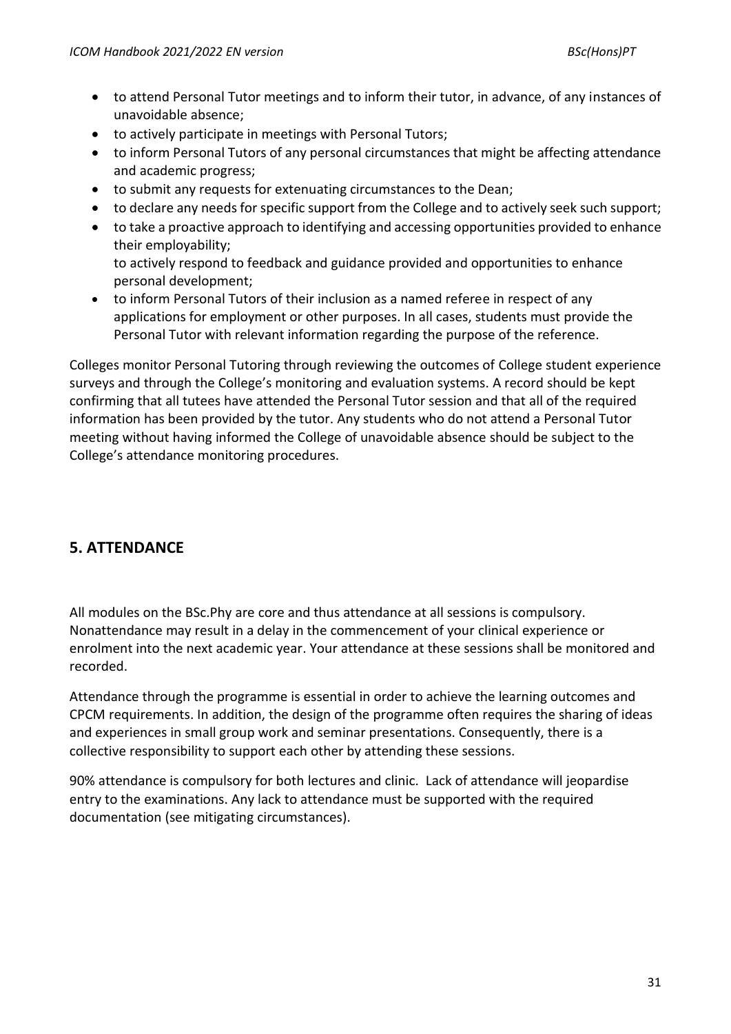- to attend Personal Tutor meetings and to inform their tutor, in advance, of any instances of unavoidable absence;
- to actively participate in meetings with Personal Tutors;
- to inform Personal Tutors of any personal circumstances that might be affecting attendance and academic progress;
- to submit any requests for extenuating circumstances to the Dean;
- to declare any needs for specific support from the College and to actively seek such support;
- to take a proactive approach to identifying and accessing opportunities provided to enhance their employability;
  to actively respond to feedback and guidance provided and opportunities to enhance personal development;
- to inform Personal Tutors of their inclusion as a named referee in respect of any applications for employment or other purposes. In all cases, students must provide the Personal Tutor with relevant information regarding the purpose of the reference.

Colleges monitor Personal Tutoring through reviewing the outcomes of College student experience surveys and through the College's monitoring and evaluation systems. A record should be kept confirming that all tutees have attended the Personal Tutor session and that all of the required information has been provided by the tutor. Any students who do not attend a Personal Tutor meeting without having informed the College of unavoidable absence should be subject to the College's attendance monitoring procedures.

## 5. ATTENDANCE

All modules on the BSc.Phy are core and thus attendance at all sessions is compulsory. Nonattendance may result in a delay in the commencement of your clinical experience or enrolment into the next academic year. Your attendance at these sessions shall be monitored and recorded.

Attendance through the programme is essential in order to achieve the learning outcomes and CPCM requirements. In addition, the design of the programme often requires the sharing of ideas and experiences in small group work and seminar presentations. Consequently, there is a collective responsibility to support each other by attending these sessions.

90% attendance is compulsory for both lectures and clinic. Lack of attendance will jeopardise entry to the examinations. Any lack to attendance must be supported with the required documentation (see mitigating circumstances).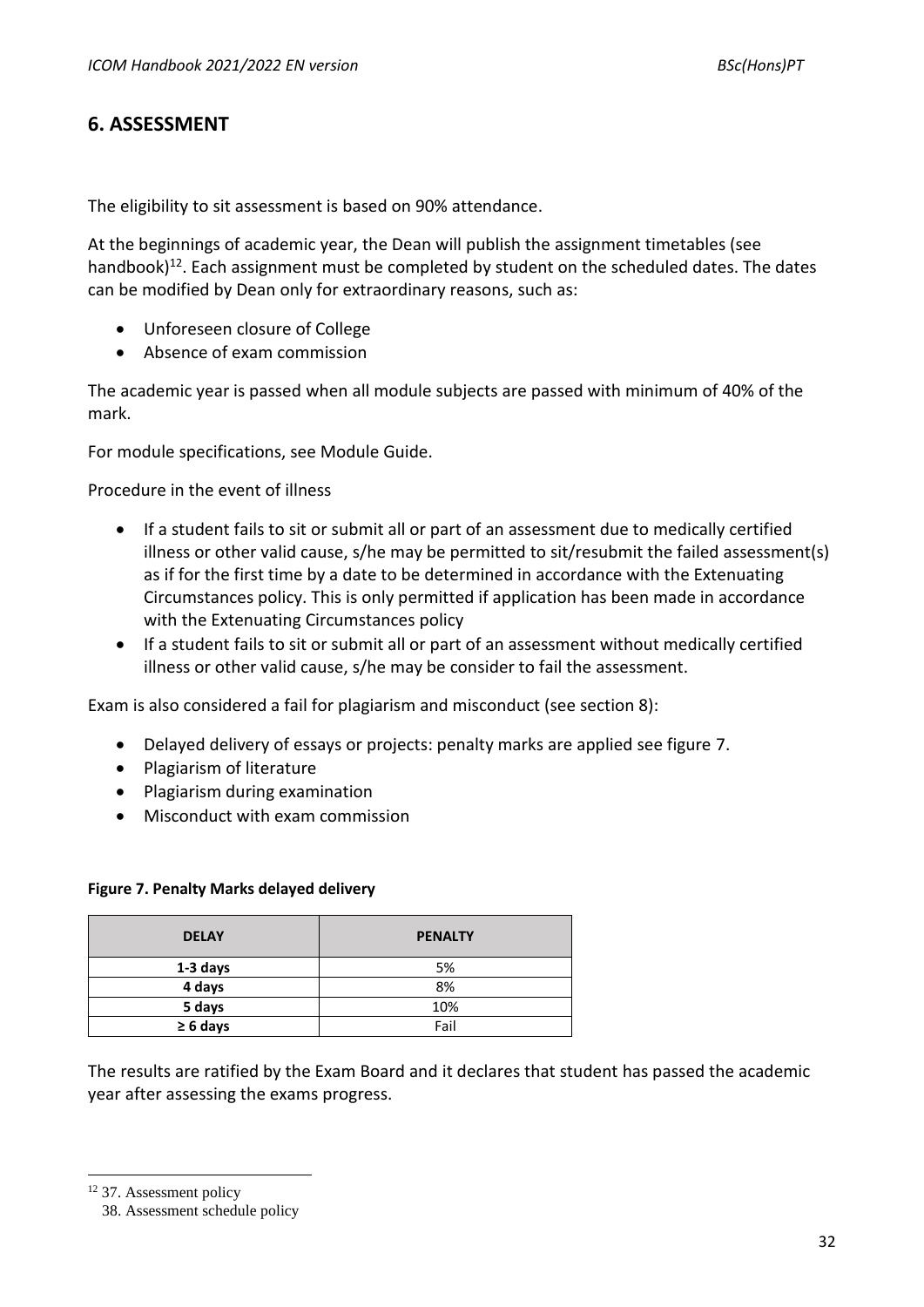## 6. ASSESSMENT

The eligibility to sit assessment is based on 90% attendance.

At the beginnings of academic year, the Dean will publish the assignment timetables (see handbook)[12]. Each assignment must be completed by student on the scheduled dates. The dates can be modified by Dean only for extraordinary reasons, such as:

- Unforeseen closure of College
- Absence of exam commission

The academic year is passed when all module subjects are passed with minimum of 40% of the mark.

For module specifications, see Module Guide.

Procedure in the event of illness

- If a student fails to sit or submit all or part of an assessment due to medically certified illness or other valid cause, s/he may be permitted to sit/resubmit the failed assessment(s) as if for the first time by a date to be determined in accordance with the Extenuating Circumstances policy. This is only permitted if application has been made in accordance with the Extenuating Circumstances policy
- If a student fails to sit or submit all or part of an assessment without medically certified illness or other valid cause, s/he may be consider to fail the assessment.

Exam is also considered a fail for plagiarism and misconduct (see section 8):

- Delayed delivery of essays or projects: penalty marks are applied see figure 7.
- Plagiarism of literature
- Plagiarism during examination
- Misconduct with exam commission

**Figure 7. Penalty Marks delayed delivery**

| DELAY | PENALTY |
|---|---|
| **1-3 days** | 5% |
| **4 days** | 8% |
| **5 days** | 10% |
| **≥ 6 days** | Fail |

The results are ratified by the Exam Board and it declares that student has passed the academic year after assessing the exams progress.

---

[12] 37. Assessment policy
38. Assessment schedule policy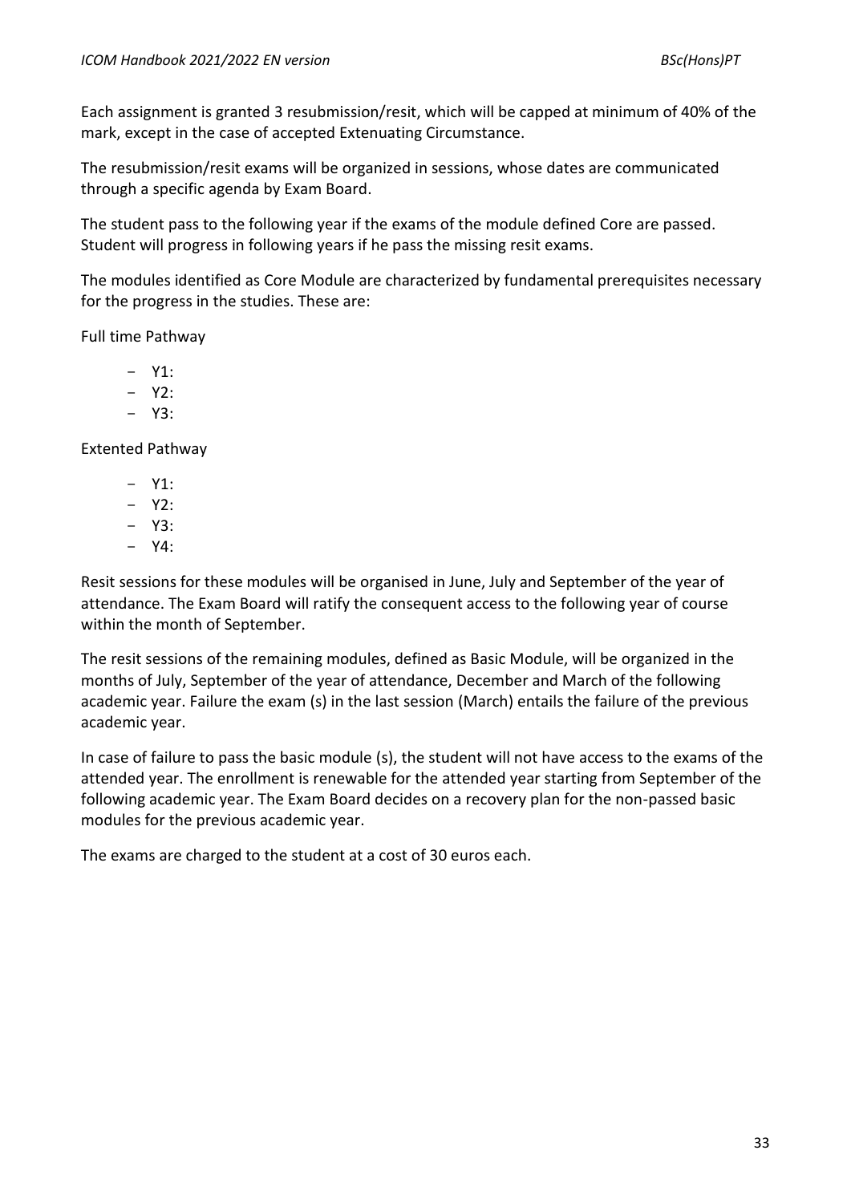Each assignment is granted 3 resubmission/resit, which will be capped at minimum of 40% of the mark, except in the case of accepted Extenuating Circumstance.

The resubmission/resit exams will be organized in sessions, whose dates are communicated through a specific agenda by Exam Board.

The student pass to the following year if the exams of the module defined Core are passed. Student will progress in following years if he pass the missing resit exams.

The modules identified as Core Module are characterized by fundamental prerequisites necessary for the progress in the studies. These are:

Full time Pathway

- Y1:
- Y2:
- Y3:

Extented Pathway

- Y1:
- Y2:
- Y3:
- Y4:

Resit sessions for these modules will be organised in June, July and September of the year of attendance. The Exam Board will ratify the consequent access to the following year of course within the month of September.

The resit sessions of the remaining modules, defined as Basic Module, will be organized in the months of July, September of the year of attendance, December and March of the following academic year. Failure the exam (s) in the last session (March) entails the failure of the previous academic year.

In case of failure to pass the basic module (s), the student will not have access to the exams of the attended year. The enrollment is renewable for the attended year starting from September of the following academic year. The Exam Board decides on a recovery plan for the non-passed basic modules for the previous academic year.

The exams are charged to the student at a cost of 30 euros each.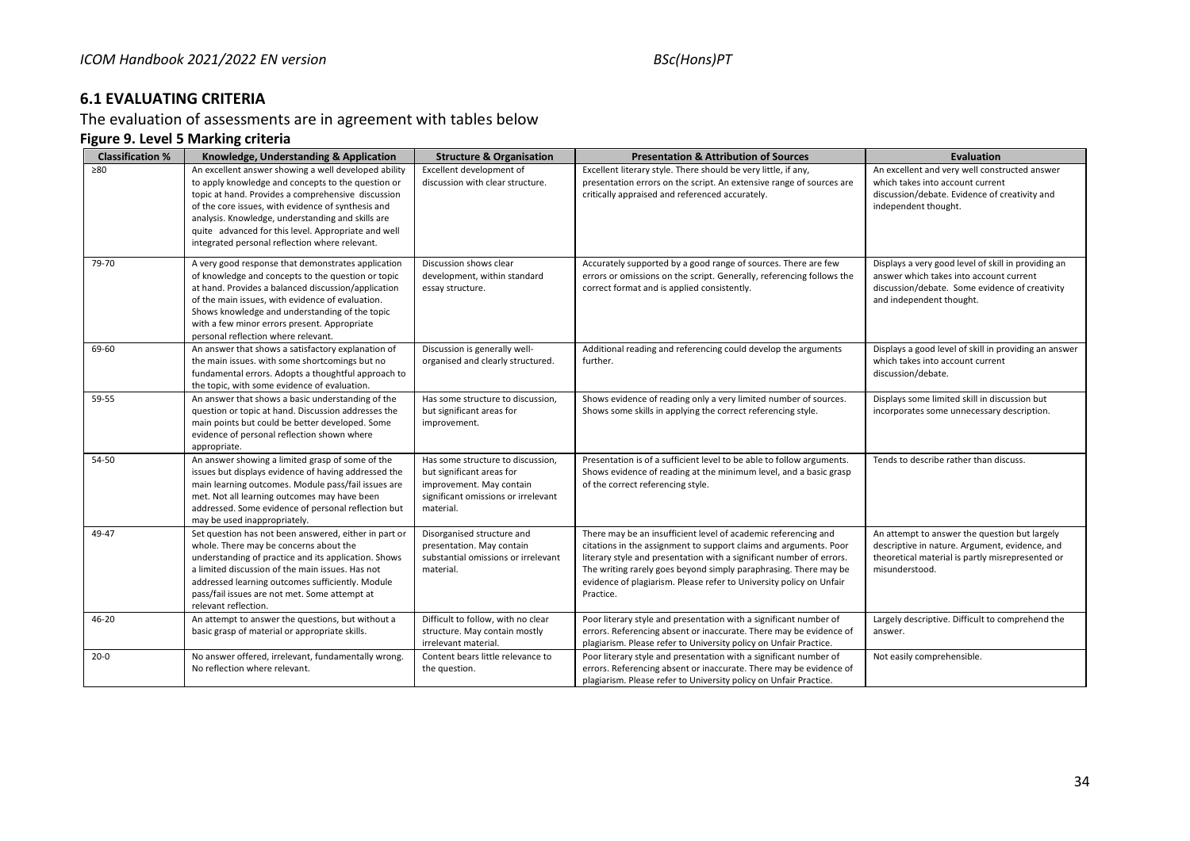## 6.1 EVALUATING CRITERIA

The evaluation of assessments are in agreement with tables below

### Figure 9. Level 5 Marking criteria

| Classification % | Knowledge, Understanding & Application | Structure & Organisation | Presentation & Attribution of Sources | Evaluation |
|---|---|---|---|---|
| ≥80 | An excellent answer showing a well developed ability to apply knowledge and concepts to the question or topic at hand. Provides a comprehensive discussion of the core issues, with evidence of synthesis and analysis. Knowledge, understanding and skills are quite advanced for this level. Appropriate and well integrated personal reflection where relevant. | Excellent development of discussion with clear structure. | Excellent literary style. There should be very little, if any, presentation errors on the script. An extensive range of sources are critically appraised and referenced accurately. | An excellent and very well constructed answer which takes into account current discussion/debate. Evidence of creativity and independent thought. |
| 79-70 | A very good response that demonstrates application of knowledge and concepts to the question or topic at hand. Provides a balanced discussion/application of the main issues, with evidence of evaluation. Shows knowledge and understanding of the topic with a few minor errors present. Appropriate personal reflection where relevant. | Discussion shows clear development, within standard essay structure. | Accurately supported by a good range of sources. There are few errors or omissions on the script. Generally, referencing follows the correct format and is applied consistently. | Displays a very good level of skill in providing an answer which takes into account current discussion/debate. Some evidence of creativity and independent thought. |
| 69-60 | An answer that shows a satisfactory explanation of the main issues. with some shortcomings but no fundamental errors. Adopts a thoughtful approach to the topic, with some evidence of evaluation. | Discussion is generally well-organised and clearly structured. | Additional reading and referencing could develop the arguments further. | Displays a good level of skill in providing an answer which takes into account current discussion/debate. |
| 59-55 | An answer that shows a basic understanding of the question or topic at hand. Discussion addresses the main points but could be better developed. Some evidence of personal reflection shown where appropriate. | Has some structure to discussion, but significant areas for improvement. | Shows evidence of reading only a very limited number of sources. Shows some skills in applying the correct referencing style. | Displays some limited skill in discussion but incorporates some unnecessary description. |
| 54-50 | An answer showing a limited grasp of some of the issues but displays evidence of having addressed the main learning outcomes. Module pass/fail issues are met. Not all learning outcomes may have been addressed. Some evidence of personal reflection but may be used inappropriately. | Has some structure to discussion, but significant areas for improvement. May contain significant omissions or irrelevant material. | Presentation is of a sufficient level to be able to follow arguments. Shows evidence of reading at the minimum level, and a basic grasp of the correct referencing style. | Tends to describe rather than discuss. |
| 49-47 | Set question has not been answered, either in part or whole. There may be concerns about the understanding of practice and its application. Shows a limited discussion of the main issues. Has not addressed learning outcomes sufficiently. Module pass/fail issues are not met. Some attempt at relevant reflection. | Disorganised structure and presentation. May contain substantial omissions or irrelevant material. | There may be an insufficient level of academic referencing and citations in the assignment to support claims and arguments. Poor literary style and presentation with a significant number of errors. The writing rarely goes beyond simply paraphrasing. There may be evidence of plagiarism. Please refer to University policy on Unfair Practice. | An attempt to answer the question but largely descriptive in nature. Argument, evidence, and theoretical material is partly misrepresented or misunderstood. |
| 46-20 | An attempt to answer the questions, but without a basic grasp of material or appropriate skills. | Difficult to follow, with no clear structure. May contain mostly irrelevant material. | Poor literary style and presentation with a significant number of errors. Referencing absent or inaccurate. There may be evidence of plagiarism. Please refer to University policy on Unfair Practice. | Largely descriptive. Difficult to comprehend the answer. |
| 20-0 | No answer offered, irrelevant, fundamentally wrong. No reflection where relevant. | Content bears little relevance to the question. | Poor literary style and presentation with a significant number of errors. Referencing absent or inaccurate. There may be evidence of plagiarism. Please refer to University policy on Unfair Practice. | Not easily comprehensible. |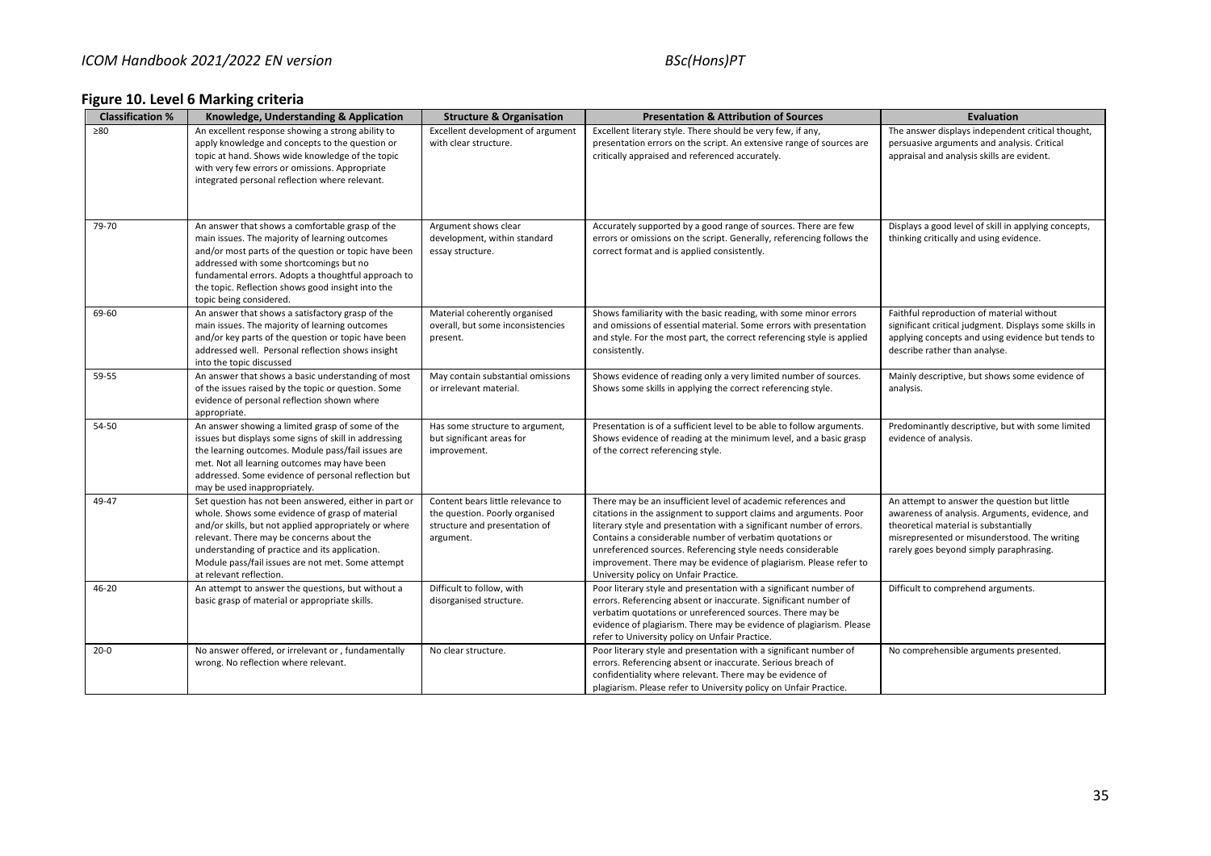## Figure 10. Level 6 Marking criteria

| Classification % | Knowledge, Understanding & Application | Structure & Organisation | Presentation & Attribution of Sources | Evaluation |
|---|---|---|---|---|
| ≥80 | An excellent response showing a strong ability to apply knowledge and concepts to the question or topic at hand. Shows wide knowledge of the topic with very few errors or omissions. Appropriate integrated personal reflection where relevant. | Excellent development of argument with clear structure. | Excellent literary style. There should be very few, if any, presentation errors on the script. An extensive range of sources are critically appraised and referenced accurately. | The answer displays independent critical thought, persuasive arguments and analysis. Critical appraisal and analysis skills are evident. |
| 79-70 | An answer that shows a comfortable grasp of the main issues. The majority of learning outcomes and/or most parts of the question or topic have been addressed with some shortcomings but no fundamental errors. Adopts a thoughtful approach to the topic. Reflection shows good insight into the topic being considered. | Argument shows clear development, within standard essay structure. | Accurately supported by a good range of sources. There are few errors or omissions on the script. Generally, referencing follows the correct format and is applied consistently. | Displays a good level of skill in applying concepts, thinking critically and using evidence. |
| 69-60 | An answer that shows a satisfactory grasp of the main issues. The majority of learning outcomes and/or key parts of the question or topic have been addressed well. Personal reflection shows insight into the topic discussed | Material coherently organised overall, but some inconsistencies present. | Shows familiarity with the basic reading, with some minor errors and omissions of essential material. Some errors with presentation and style. For the most part, the correct referencing style is applied consistently. | Faithful reproduction of material without significant critical judgment. Displays some skills in applying concepts and using evidence but tends to describe rather than analyse. |
| 59-55 | An answer that shows a basic understanding of most of the issues raised by the topic or question. Some evidence of personal reflection shown where appropriate. | May contain substantial omissions or irrelevant material. | Shows evidence of reading only a very limited number of sources. Shows some skills in applying the correct referencing style. | Mainly descriptive, but shows some evidence of analysis. |
| 54-50 | An answer showing a limited grasp of some of the issues but displays some signs of skill in addressing the learning outcomes. Module pass/fail issues are met. Not all learning outcomes may have been addressed. Some evidence of personal reflection but may be used inappropriately. | Has some structure to argument, but significant areas for improvement. | Presentation is of a sufficient level to be able to follow arguments. Shows evidence of reading at the minimum level, and a basic grasp of the correct referencing style. | Predominantly descriptive, but with some limited evidence of analysis. |
| 49-47 | Set question has not been answered, either in part or whole. Shows some evidence of grasp of material and/or skills, but not applied appropriately or where relevant. There may be concerns about the understanding of practice and its application. Module pass/fail issues are not met. Some attempt at relevant reflection. | Content bears little relevance to the question. Poorly organised structure and presentation of argument. | There may be an insufficient level of academic references and citations in the assignment to support claims and arguments. Poor literary style and presentation with a significant number of errors. Contains a considerable number of verbatim quotations or unreferenced sources. Referencing style needs considerable improvement. There may be evidence of plagiarism. Please refer to University policy on Unfair Practice. | An attempt to answer the question but little awareness of analysis. Arguments, evidence, and theoretical material is substantially misrepresented or misunderstood. The writing rarely goes beyond simply paraphrasing. |
| 46-20 | An attempt to answer the questions, but without a basic grasp of material or appropriate skills. | Difficult to follow, with disorganised structure. | Poor literary style and presentation with a significant number of errors. Referencing absent or inaccurate. Significant number of verbatim quotations or unreferenced sources. There may be evidence of plagiarism. There may be evidence of plagiarism. Please refer to University policy on Unfair Practice. | Difficult to comprehend arguments. |
| 20-0 | No answer offered, or irrelevant or , fundamentally wrong. No reflection where relevant. | No clear structure. | Poor literary style and presentation with a significant number of errors. Referencing absent or inaccurate. Serious breach of confidentiality where relevant. There may be evidence of plagiarism. Please refer to University policy on Unfair Practice. | No comprehensible arguments presented. |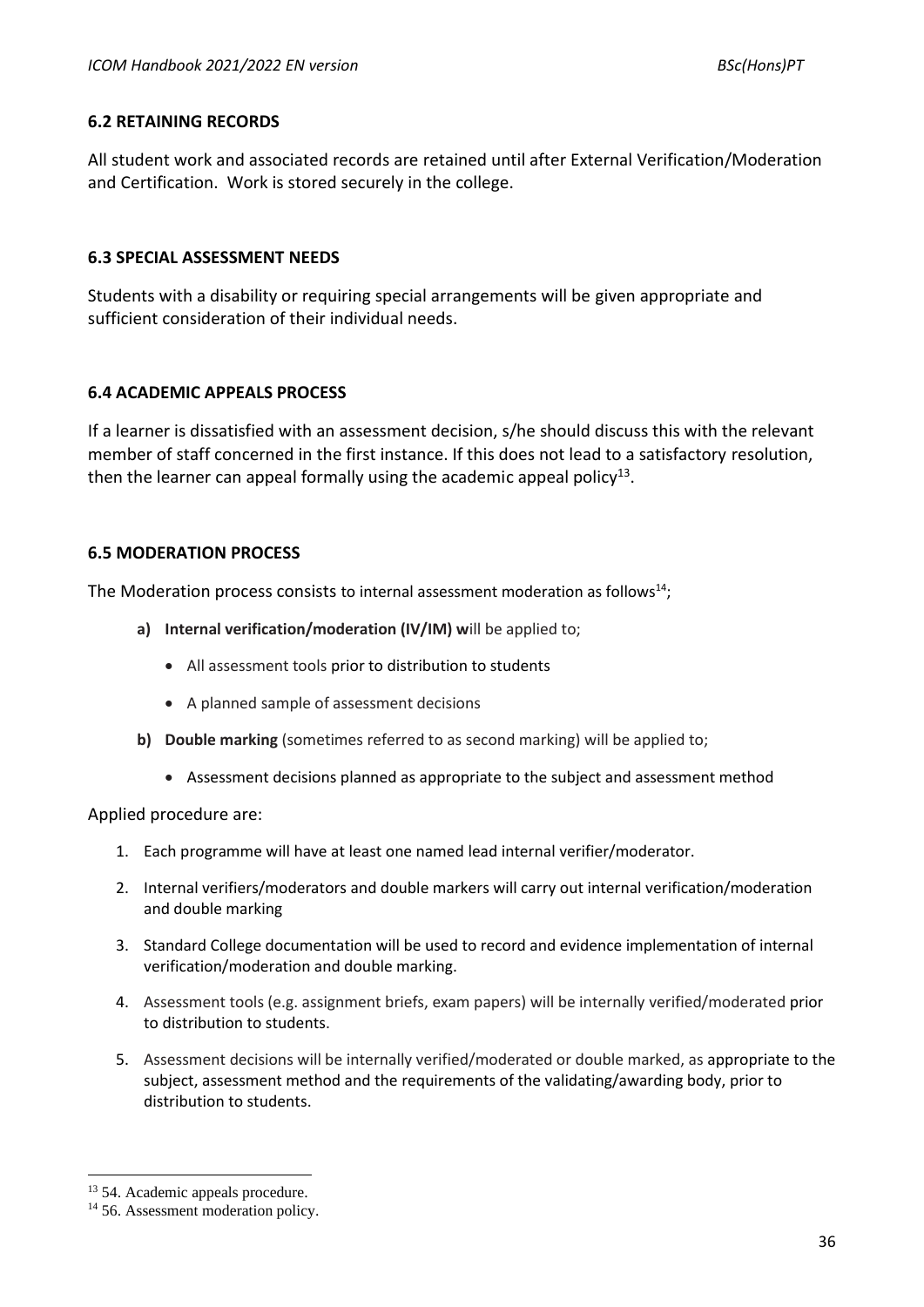### 6.2 RETAINING RECORDS

All student work and associated records are retained until after External Verification/Moderation and Certification. Work is stored securely in the college.

### 6.3 SPECIAL ASSESSMENT NEEDS

Students with a disability or requiring special arrangements will be given appropriate and sufficient consideration of their individual needs.

### 6.4 ACADEMIC APPEALS PROCESS

If a learner is dissatisfied with an assessment decision, s/he should discuss this with the relevant member of staff concerned in the first instance. If this does not lead to a satisfactory resolution, then the learner can appeal formally using the academic appeal policy[13].

### 6.5 MODERATION PROCESS

The Moderation process consists to internal assessment moderation as follows[14];

- **a) Internal verification/moderation (IV/IM) w**ill be applied to;
  - All assessment tools prior to distribution to students
  - A planned sample of assessment decisions
- **b) Double marking** (sometimes referred to as second marking) will be applied to;
  - Assessment decisions planned as appropriate to the subject and assessment method

Applied procedure are:

1. Each programme will have at least one named lead internal verifier/moderator.
2. Internal verifiers/moderators and double markers will carry out internal verification/moderation and double marking
3. Standard College documentation will be used to record and evidence implementation of internal verification/moderation and double marking.
4. Assessment tools (e.g. assignment briefs, exam papers) will be internally verified/moderated prior to distribution to students.
5. Assessment decisions will be internally verified/moderated or double marked, as appropriate to the subject, assessment method and the requirements of the validating/awarding body, prior to distribution to students.

---

[13] 54. Academic appeals procedure.

[14] 56. Assessment moderation policy.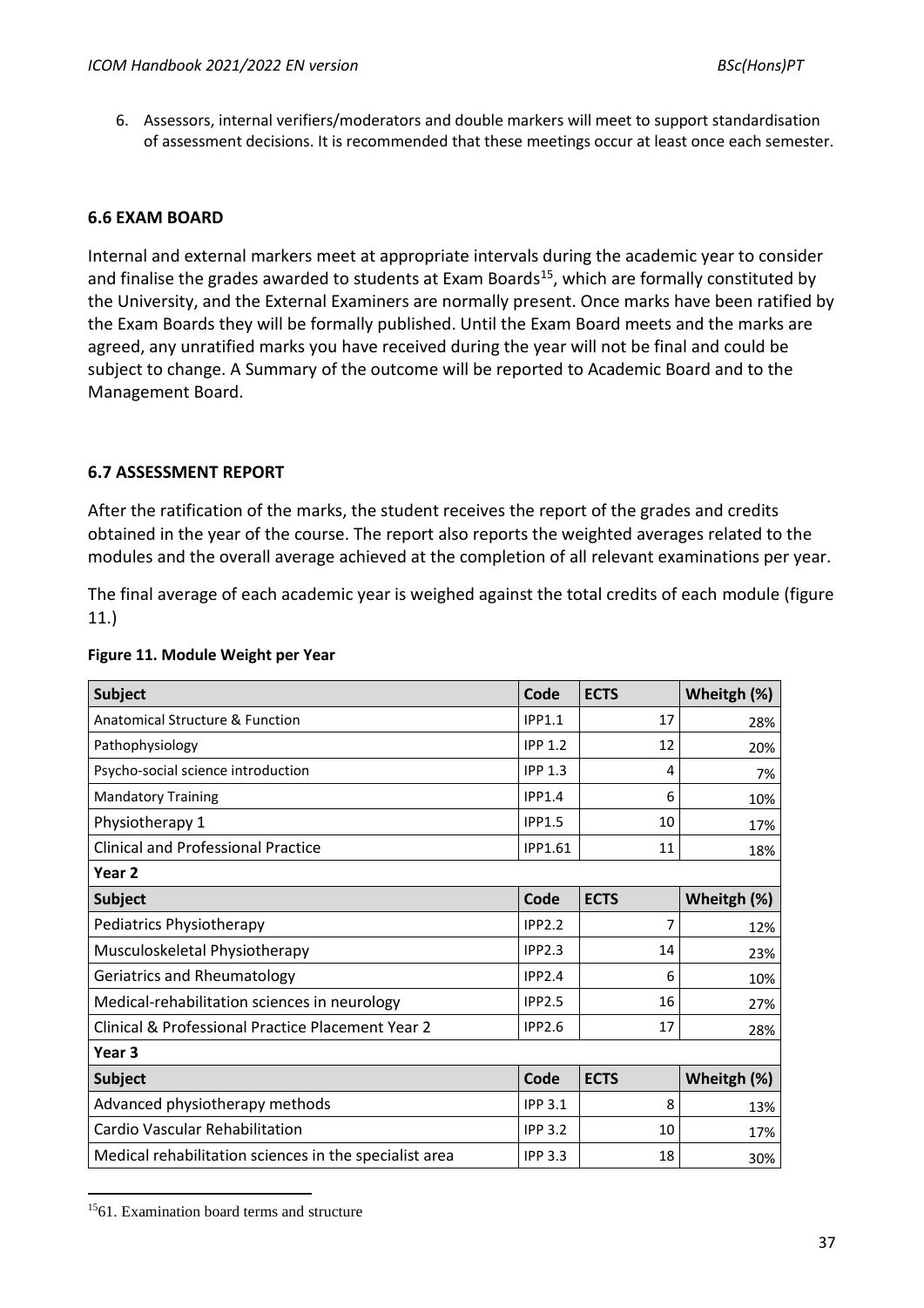6. Assessors, internal verifiers/moderators and double markers will meet to support standardisation of assessment decisions. It is recommended that these meetings occur at least once each semester.

### 6.6 EXAM BOARD

Internal and external markers meet at appropriate intervals during the academic year to consider and finalise the grades awarded to students at Exam Boards[15], which are formally constituted by the University, and the External Examiners are normally present. Once marks have been ratified by the Exam Boards they will be formally published. Until the Exam Board meets and the marks are agreed, any unratified marks you have received during the year will not be final and could be subject to change. A Summary of the outcome will be reported to Academic Board and to the Management Board.

### 6.7 ASSESSMENT REPORT

After the ratification of the marks, the student receives the report of the grades and credits obtained in the year of the course. The report also reports the weighted averages related to the modules and the overall average achieved at the completion of all relevant examinations per year.

The final average of each academic year is weighed against the total credits of each module (figure 11.)

**Figure 11. Module Weight per Year**

| Subject | Code | ECTS | Wheitgh (%) |
|---|---|---|---|
| Anatomical Structure & Function | IPP1.1 | 17 | 28% |
| Pathophysiology | IPP 1.2 | 12 | 20% |
| Psycho-social science introduction | IPP 1.3 | 4 | 7% |
| Mandatory Training | IPP1.4 | 6 | 10% |
| Physiotherapy 1 | IPP1.5 | 10 | 17% |
| Clinical and Professional Practice | IPP1.61 | 11 | 18% |
| **Year 2** | | | |
| **Subject** | **Code** | **ECTS** | **Wheitgh (%)** |
| Pediatrics Physiotherapy | IPP2.2 | 7 | 12% |
| Musculoskeletal Physiotherapy | IPP2.3 | 14 | 23% |
| Geriatrics and Rheumatology | IPP2.4 | 6 | 10% |
| Medical-rehabilitation sciences in neurology | IPP2.5 | 16 | 27% |
| Clinical & Professional Practice Placement Year 2 | IPP2.6 | 17 | 28% |
| **Year 3** | | | |
| **Subject** | **Code** | **ECTS** | **Wheitgh (%)** |
| Advanced physiotherapy methods | IPP 3.1 | 8 | 13% |
| Cardio Vascular Rehabilitation | IPP 3.2 | 10 | 17% |
| Medical rehabilitation sciences in the specialist area | IPP 3.3 | 18 | 30% |

[15] 61. Examination board terms and structure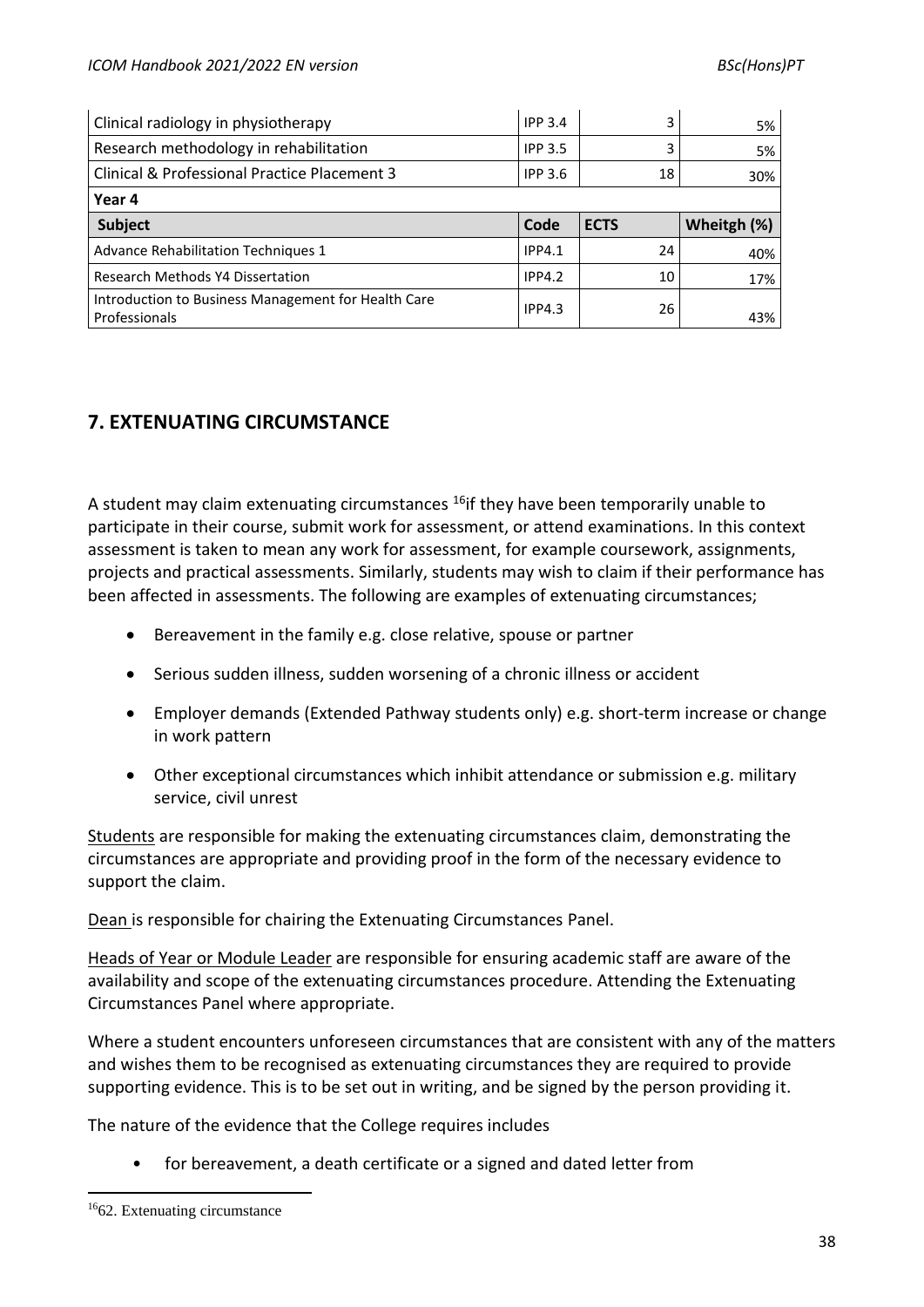| Clinical radiology in physiotherapy | IPP 3.4 | 3 | 5% |
|---|---|---|---|
| Research methodology in rehabilitation | IPP 3.5 | 3 | 5% |
| Clinical & Professional Practice Placement 3 | IPP 3.6 | 18 | 30% |
| **Year 4** | | | |
| **Subject** | **Code** | **ECTS** | **Wheitgh (%)** |
| Advance Rehabilitation Techniques 1 | IPP4.1 | 24 | 40% |
| Research Methods Y4 Dissertation | IPP4.2 | 10 | 17% |
| Introduction to Business Management for Health Care Professionals | IPP4.3 | 26 | 43% |

## 7. EXTENUATING CIRCUMSTANCE

A student may claim extenuating circumstances [16]if they have been temporarily unable to participate in their course, submit work for assessment, or attend examinations. In this context assessment is taken to mean any work for assessment, for example coursework, assignments, projects and practical assessments. Similarly, students may wish to claim if their performance has been affected in assessments. The following are examples of extenuating circumstances;

- Bereavement in the family e.g. close relative, spouse or partner
- Serious sudden illness, sudden worsening of a chronic illness or accident
- Employer demands (Extended Pathway students only) e.g. short-term increase or change in work pattern
- Other exceptional circumstances which inhibit attendance or submission e.g. military service, civil unrest

Students are responsible for making the extenuating circumstances claim, demonstrating the circumstances are appropriate and providing proof in the form of the necessary evidence to support the claim.

Dean is responsible for chairing the Extenuating Circumstances Panel.

Heads of Year or Module Leader are responsible for ensuring academic staff are aware of the availability and scope of the extenuating circumstances procedure. Attending the Extenuating Circumstances Panel where appropriate.

Where a student encounters unforeseen circumstances that are consistent with any of the matters and wishes them to be recognised as extenuating circumstances they are required to provide supporting evidence. This is to be set out in writing, and be signed by the person providing it.

The nature of the evidence that the College requires includes

- for bereavement, a death certificate or a signed and dated letter from

[16] 62. Extenuating circumstance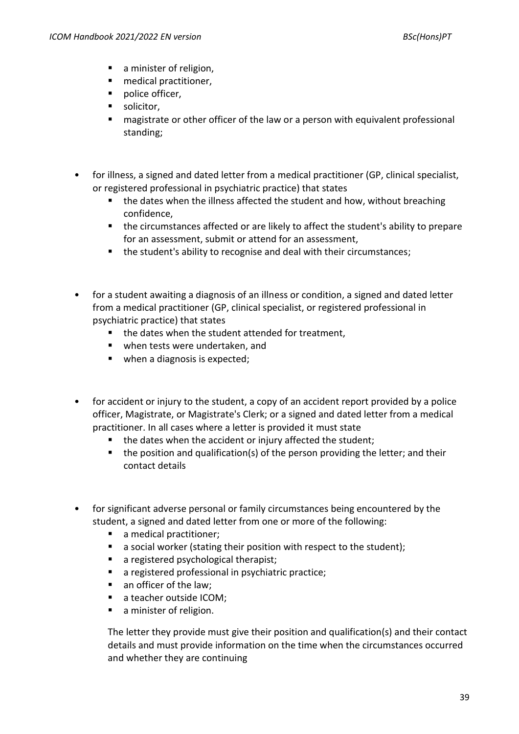- a minister of religion,
  - medical practitioner,
  - police officer,
  - solicitor,
  - magistrate or other officer of the law or a person with equivalent professional standing;

- for illness, a signed and dated letter from a medical practitioner (GP, clinical specialist, or registered professional in psychiatric practice) that states
  - the dates when the illness affected the student and how, without breaching confidence,
  - the circumstances affected or are likely to affect the student's ability to prepare for an assessment, submit or attend for an assessment,
  - the student's ability to recognise and deal with their circumstances;

- for a student awaiting a diagnosis of an illness or condition, a signed and dated letter from a medical practitioner (GP, clinical specialist, or registered professional in psychiatric practice) that states
  - the dates when the student attended for treatment,
  - when tests were undertaken, and
  - when a diagnosis is expected;

- for accident or injury to the student, a copy of an accident report provided by a police officer, Magistrate, or Magistrate's Clerk; or a signed and dated letter from a medical practitioner. In all cases where a letter is provided it must state
  - the dates when the accident or injury affected the student;
  - the position and qualification(s) of the person providing the letter; and their contact details

- for significant adverse personal or family circumstances being encountered by the student, a signed and dated letter from one or more of the following:
  - a medical practitioner;
  - a social worker (stating their position with respect to the student);
  - a registered psychological therapist;
  - a registered professional in psychiatric practice;
  - an officer of the law;
  - a teacher outside ICOM;
  - a minister of religion.

  The letter they provide must give their position and qualification(s) and their contact details and must provide information on the time when the circumstances occurred and whether they are continuing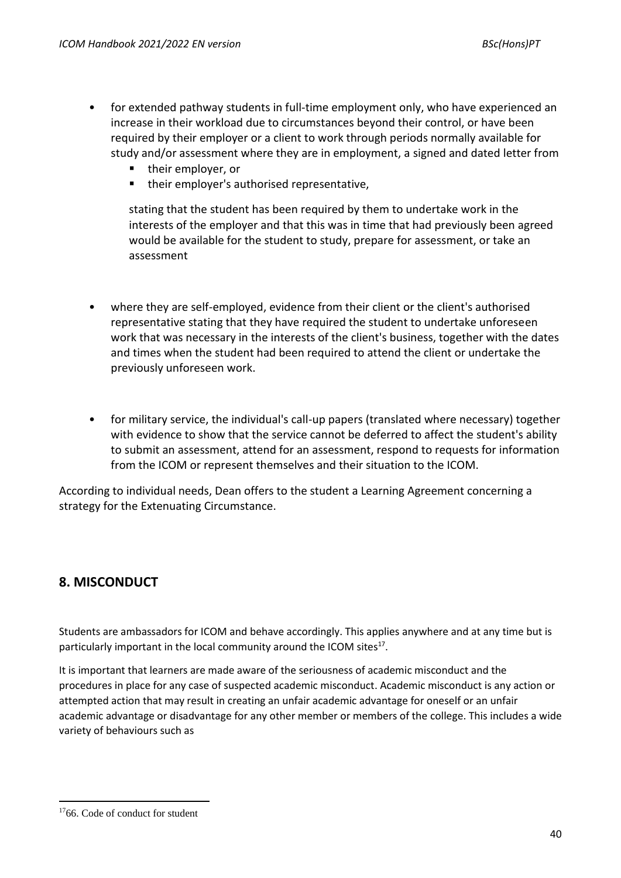- for extended pathway students in full-time employment only, who have experienced an increase in their workload due to circumstances beyond their control, or have been required by their employer or a client to work through periods normally available for study and/or assessment where they are in employment, a signed and dated letter from
  - their employer, or
  - their employer's authorised representative,

  stating that the student has been required by them to undertake work in the interests of the employer and that this was in time that had previously been agreed would be available for the student to study, prepare for assessment, or take an assessment

- where they are self-employed, evidence from their client or the client's authorised representative stating that they have required the student to undertake unforeseen work that was necessary in the interests of the client's business, together with the dates and times when the student had been required to attend the client or undertake the previously unforeseen work.

- for military service, the individual's call-up papers (translated where necessary) together with evidence to show that the service cannot be deferred to affect the student's ability to submit an assessment, attend for an assessment, respond to requests for information from the ICOM or represent themselves and their situation to the ICOM.

According to individual needs, Dean offers to the student a Learning Agreement concerning a strategy for the Extenuating Circumstance.

## 8. MISCONDUCT

Students are ambassadors for ICOM and behave accordingly. This applies anywhere and at any time but is particularly important in the local community around the ICOM sites[17].

It is important that learners are made aware of the seriousness of academic misconduct and the procedures in place for any case of suspected academic misconduct. Academic misconduct is any action or attempted action that may result in creating an unfair academic advantage for oneself or an unfair academic advantage or disadvantage for any other member or members of the college. This includes a wide variety of behaviours such as

[17] 66. Code of conduct for student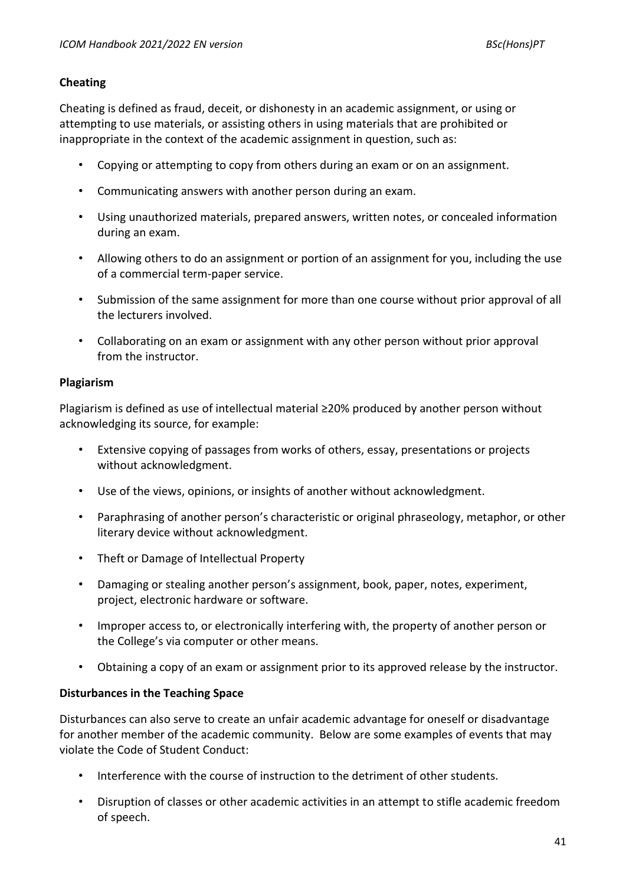**Cheating**

Cheating is defined as fraud, deceit, or dishonesty in an academic assignment, or using or attempting to use materials, or assisting others in using materials that are prohibited or inappropriate in the context of the academic assignment in question, such as:

- Copying or attempting to copy from others during an exam or on an assignment.
- Communicating answers with another person during an exam.
- Using unauthorized materials, prepared answers, written notes, or concealed information during an exam.
- Allowing others to do an assignment or portion of an assignment for you, including the use of a commercial term-paper service.
- Submission of the same assignment for more than one course without prior approval of all the lecturers involved.
- Collaborating on an exam or assignment with any other person without prior approval from the instructor.

**Plagiarism**

Plagiarism is defined as use of intellectual material ≥20% produced by another person without acknowledging its source, for example:

- Extensive copying of passages from works of others, essay, presentations or projects without acknowledgment.
- Use of the views, opinions, or insights of another without acknowledgment.
- Paraphrasing of another person's characteristic or original phraseology, metaphor, or other literary device without acknowledgment.
- Theft or Damage of Intellectual Property
- Damaging or stealing another person's assignment, book, paper, notes, experiment, project, electronic hardware or software.
- Improper access to, or electronically interfering with, the property of another person or the College's via computer or other means.
- Obtaining a copy of an exam or assignment prior to its approved release by the instructor.

**Disturbances in the Teaching Space**

Disturbances can also serve to create an unfair academic advantage for oneself or disadvantage for another member of the academic community. Below are some examples of events that may violate the Code of Student Conduct:

- Interference with the course of instruction to the detriment of other students.
- Disruption of classes or other academic activities in an attempt to stifle academic freedom of speech.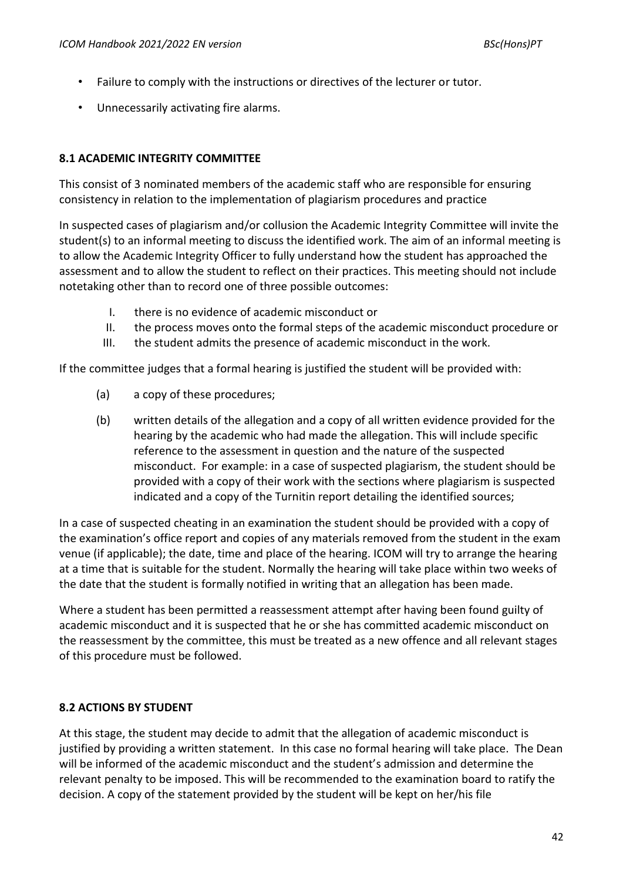- Failure to comply with the instructions or directives of the lecturer or tutor.
- Unnecessarily activating fire alarms.

**8.1 ACADEMIC INTEGRITY COMMITTEE**

This consist of 3 nominated members of the academic staff who are responsible for ensuring consistency in relation to the implementation of plagiarism procedures and practice

In suspected cases of plagiarism and/or collusion the Academic Integrity Committee will invite the student(s) to an informal meeting to discuss the identified work. The aim of an informal meeting is to allow the Academic Integrity Officer to fully understand how the student has approached the assessment and to allow the student to reflect on their practices. This meeting should not include notetaking other than to record one of three possible outcomes:

I. there is no evidence of academic misconduct or
II. the process moves onto the formal steps of the academic misconduct procedure or
III. the student admits the presence of academic misconduct in the work.

If the committee judges that a formal hearing is justified the student will be provided with:

(a) a copy of these procedures;

(b) written details of the allegation and a copy of all written evidence provided for the hearing by the academic who had made the allegation. This will include specific reference to the assessment in question and the nature of the suspected misconduct. For example: in a case of suspected plagiarism, the student should be provided with a copy of their work with the sections where plagiarism is suspected indicated and a copy of the Turnitin report detailing the identified sources;

In a case of suspected cheating in an examination the student should be provided with a copy of the examination's office report and copies of any materials removed from the student in the exam venue (if applicable); the date, time and place of the hearing. ICOM will try to arrange the hearing at a time that is suitable for the student. Normally the hearing will take place within two weeks of the date that the student is formally notified in writing that an allegation has been made.

Where a student has been permitted a reassessment attempt after having been found guilty of academic misconduct and it is suspected that he or she has committed academic misconduct on the reassessment by the committee, this must be treated as a new offence and all relevant stages of this procedure must be followed.

**8.2 ACTIONS BY STUDENT**

At this stage, the student may decide to admit that the allegation of academic misconduct is justified by providing a written statement. In this case no formal hearing will take place. The Dean will be informed of the academic misconduct and the student's admission and determine the relevant penalty to be imposed. This will be recommended to the examination board to ratify the decision. A copy of the statement provided by the student will be kept on her/his file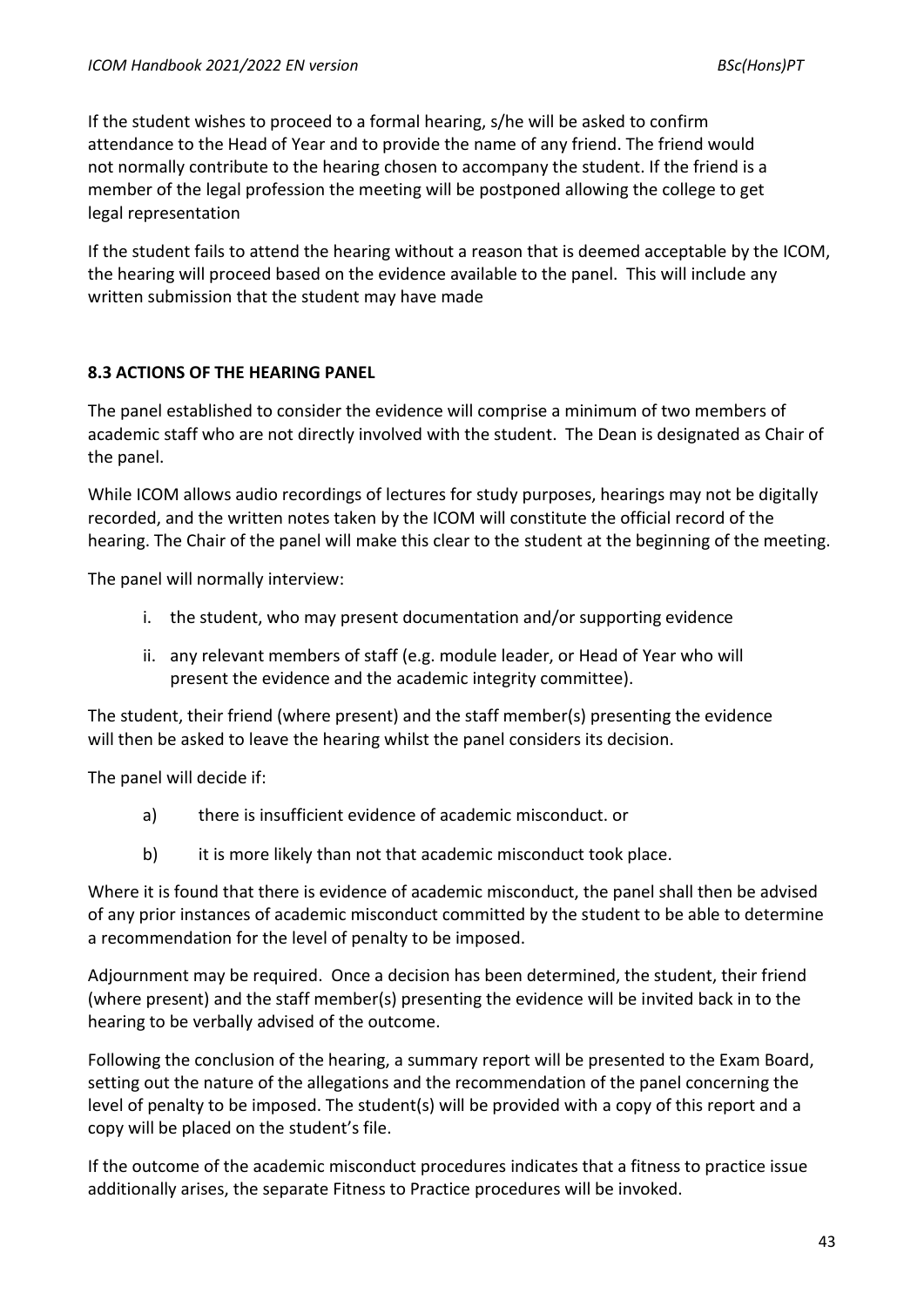If the student wishes to proceed to a formal hearing, s/he will be asked to confirm attendance to the Head of Year and to provide the name of any friend. The friend would not normally contribute to the hearing chosen to accompany the student. If the friend is a member of the legal profession the meeting will be postponed allowing the college to get legal representation

If the student fails to attend the hearing without a reason that is deemed acceptable by the ICOM, the hearing will proceed based on the evidence available to the panel. This will include any written submission that the student may have made

### 8.3 ACTIONS OF THE HEARING PANEL

The panel established to consider the evidence will comprise a minimum of two members of academic staff who are not directly involved with the student. The Dean is designated as Chair of the panel.

While ICOM allows audio recordings of lectures for study purposes, hearings may not be digitally recorded, and the written notes taken by the ICOM will constitute the official record of the hearing. The Chair of the panel will make this clear to the student at the beginning of the meeting.

The panel will normally interview:

i. the student, who may present documentation and/or supporting evidence

ii. any relevant members of staff (e.g. module leader, or Head of Year who will present the evidence and the academic integrity committee).

The student, their friend (where present) and the staff member(s) presenting the evidence will then be asked to leave the hearing whilst the panel considers its decision.

The panel will decide if:

a) there is insufficient evidence of academic misconduct. or

b) it is more likely than not that academic misconduct took place.

Where it is found that there is evidence of academic misconduct, the panel shall then be advised of any prior instances of academic misconduct committed by the student to be able to determine a recommendation for the level of penalty to be imposed.

Adjournment may be required. Once a decision has been determined, the student, their friend (where present) and the staff member(s) presenting the evidence will be invited back in to the hearing to be verbally advised of the outcome.

Following the conclusion of the hearing, a summary report will be presented to the Exam Board, setting out the nature of the allegations and the recommendation of the panel concerning the level of penalty to be imposed. The student(s) will be provided with a copy of this report and a copy will be placed on the student's file.

If the outcome of the academic misconduct procedures indicates that a fitness to practice issue additionally arises, the separate Fitness to Practice procedures will be invoked.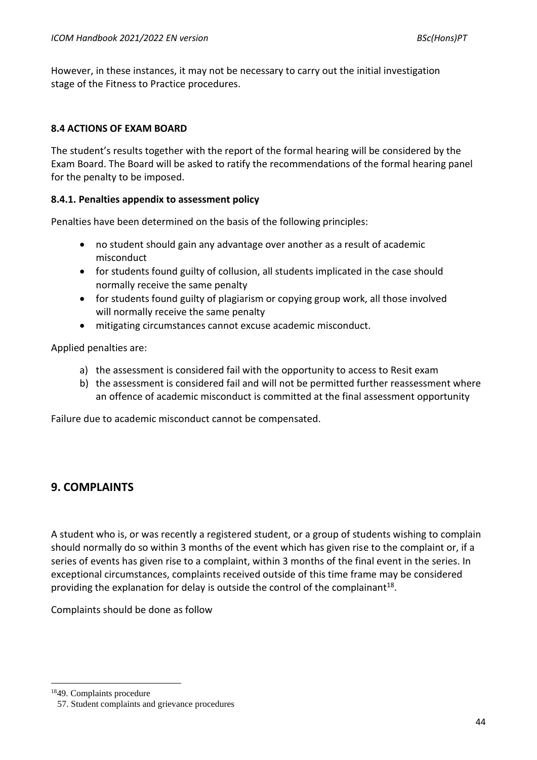However, in these instances, it may not be necessary to carry out the initial investigation stage of the Fitness to Practice procedures.

### 8.4 ACTIONS OF EXAM BOARD

The student's results together with the report of the formal hearing will be considered by the Exam Board. The Board will be asked to ratify the recommendations of the formal hearing panel for the penalty to be imposed.

#### 8.4.1. Penalties appendix to assessment policy

Penalties have been determined on the basis of the following principles:

- no student should gain any advantage over another as a result of academic misconduct
- for students found guilty of collusion, all students implicated in the case should normally receive the same penalty
- for students found guilty of plagiarism or copying group work, all those involved will normally receive the same penalty
- mitigating circumstances cannot excuse academic misconduct.

Applied penalties are:

a) the assessment is considered fail with the opportunity to access to Resit exam
b) the assessment is considered fail and will not be permitted further reassessment where an offence of academic misconduct is committed at the final assessment opportunity

Failure due to academic misconduct cannot be compensated.

## 9. COMPLAINTS

A student who is, or was recently a registered student, or a group of students wishing to complain should normally do so within 3 months of the event which has given rise to the complaint or, if a series of events has given rise to a complaint, within 3 months of the final event in the series. In exceptional circumstances, complaints received outside of this time frame may be considered providing the explanation for delay is outside the control of the complainant[18].

Complaints should be done as follow

[18] 49. Complaints procedure
57. Student complaints and grievance procedures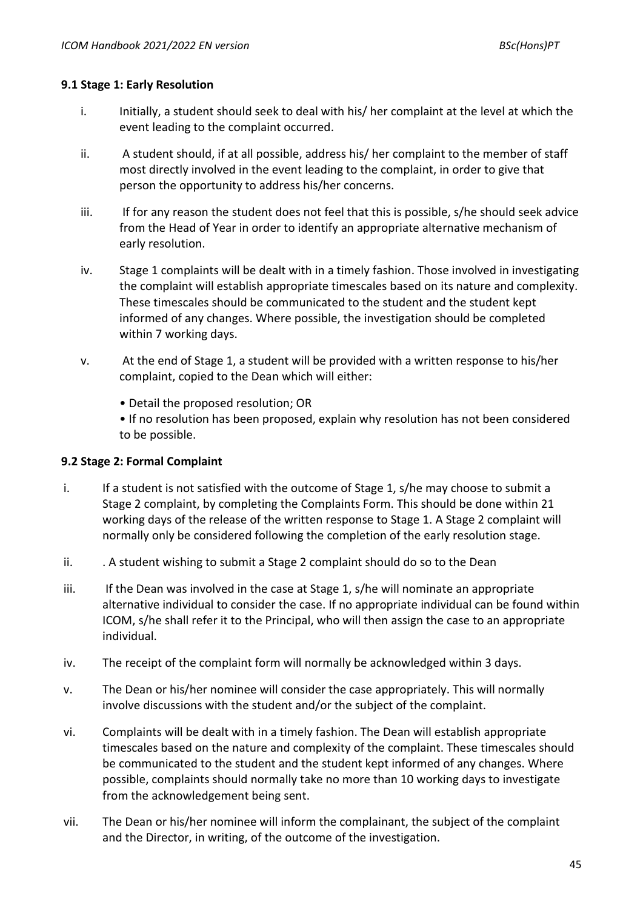### 9.1 Stage 1: Early Resolution

i. Initially, a student should seek to deal with his/ her complaint at the level at which the event leading to the complaint occurred.

ii. A student should, if at all possible, address his/ her complaint to the member of staff most directly involved in the event leading to the complaint, in order to give that person the opportunity to address his/her concerns.

iii. If for any reason the student does not feel that this is possible, s/he should seek advice from the Head of Year in order to identify an appropriate alternative mechanism of early resolution.

iv. Stage 1 complaints will be dealt with in a timely fashion. Those involved in investigating the complaint will establish appropriate timescales based on its nature and complexity. These timescales should be communicated to the student and the student kept informed of any changes. Where possible, the investigation should be completed within 7 working days.

v. At the end of Stage 1, a student will be provided with a written response to his/her complaint, copied to the Dean which will either:

- Detail the proposed resolution; OR
- If no resolution has been proposed, explain why resolution has not been considered to be possible.

### 9.2 Stage 2: Formal Complaint

i. If a student is not satisfied with the outcome of Stage 1, s/he may choose to submit a Stage 2 complaint, by completing the Complaints Form. This should be done within 21 working days of the release of the written response to Stage 1. A Stage 2 complaint will normally only be considered following the completion of the early resolution stage.

ii. . A student wishing to submit a Stage 2 complaint should do so to the Dean

iii. If the Dean was involved in the case at Stage 1, s/he will nominate an appropriate alternative individual to consider the case. If no appropriate individual can be found within ICOM, s/he shall refer it to the Principal, who will then assign the case to an appropriate individual.

iv. The receipt of the complaint form will normally be acknowledged within 3 days.

v. The Dean or his/her nominee will consider the case appropriately. This will normally involve discussions with the student and/or the subject of the complaint.

vi. Complaints will be dealt with in a timely fashion. The Dean will establish appropriate timescales based on the nature and complexity of the complaint. These timescales should be communicated to the student and the student kept informed of any changes. Where possible, complaints should normally take no more than 10 working days to investigate from the acknowledgement being sent.

vii. The Dean or his/her nominee will inform the complainant, the subject of the complaint and the Director, in writing, of the outcome of the investigation.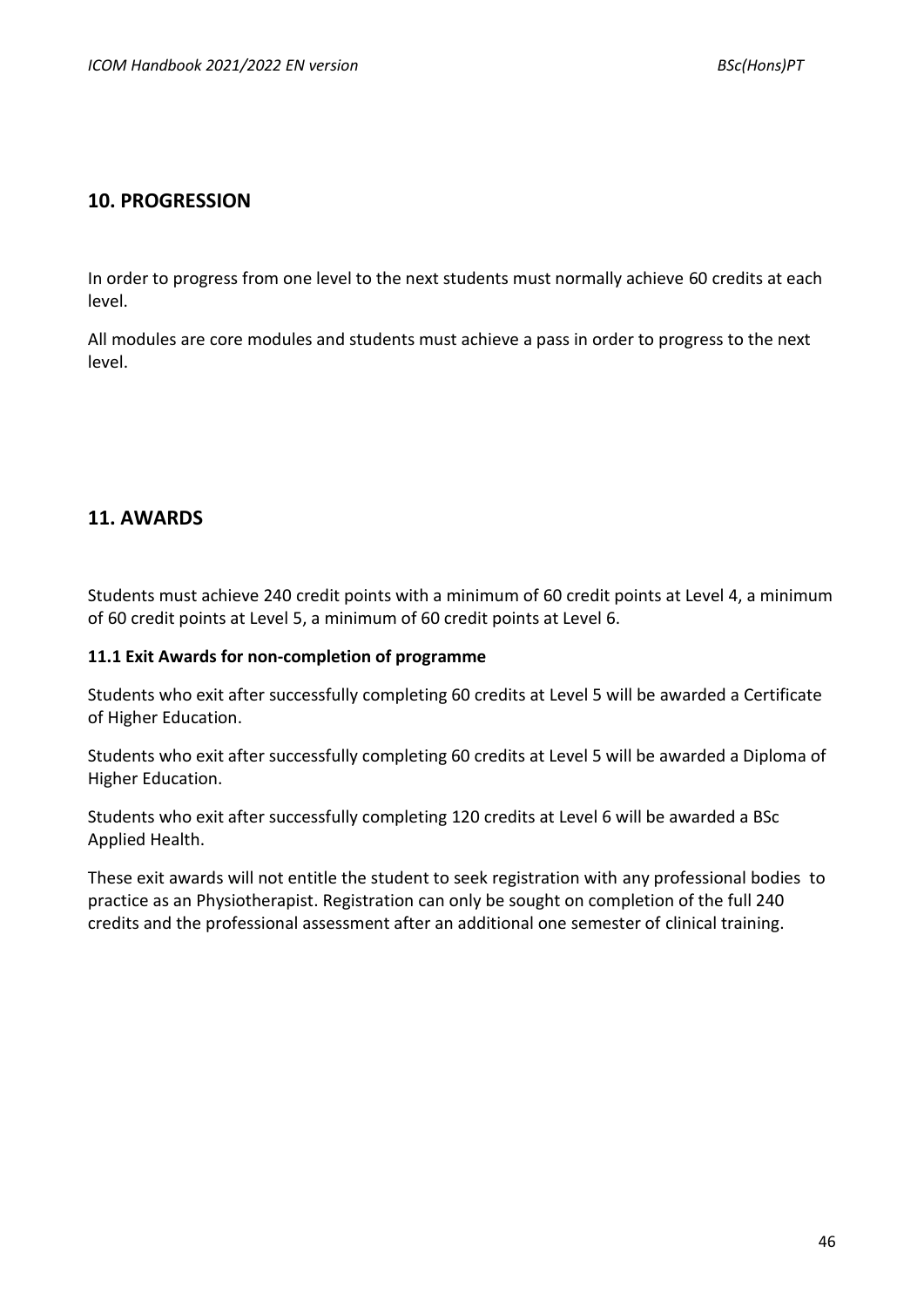## 10. PROGRESSION

In order to progress from one level to the next students must normally achieve 60 credits at each level.

All modules are core modules and students must achieve a pass in order to progress to the next level.

## 11. AWARDS

Students must achieve 240 credit points with a minimum of 60 credit points at Level 4, a minimum of 60 credit points at Level 5, a minimum of 60 credit points at Level 6.

### 11.1 Exit Awards for non-completion of programme

Students who exit after successfully completing 60 credits at Level 5 will be awarded a Certificate of Higher Education.

Students who exit after successfully completing 60 credits at Level 5 will be awarded a Diploma of Higher Education.

Students who exit after successfully completing 120 credits at Level 6 will be awarded a BSc Applied Health.

These exit awards will not entitle the student to seek registration with any professional bodies to practice as an Physiotherapist. Registration can only be sought on completion of the full 240 credits and the professional assessment after an additional one semester of clinical training.